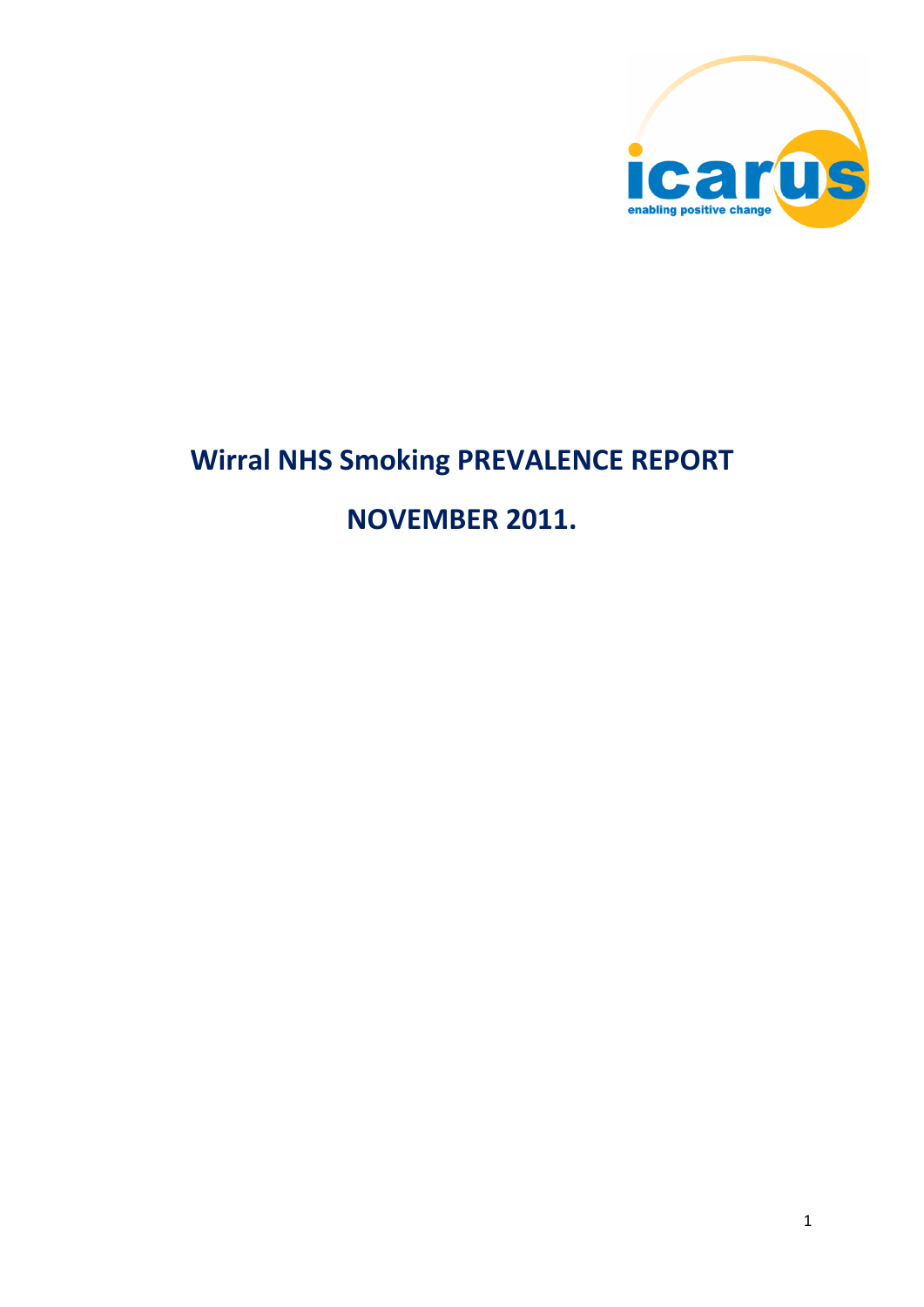# Wirral NHS Smoking PREVALENCE REPORT

# NOVEMBER 2011.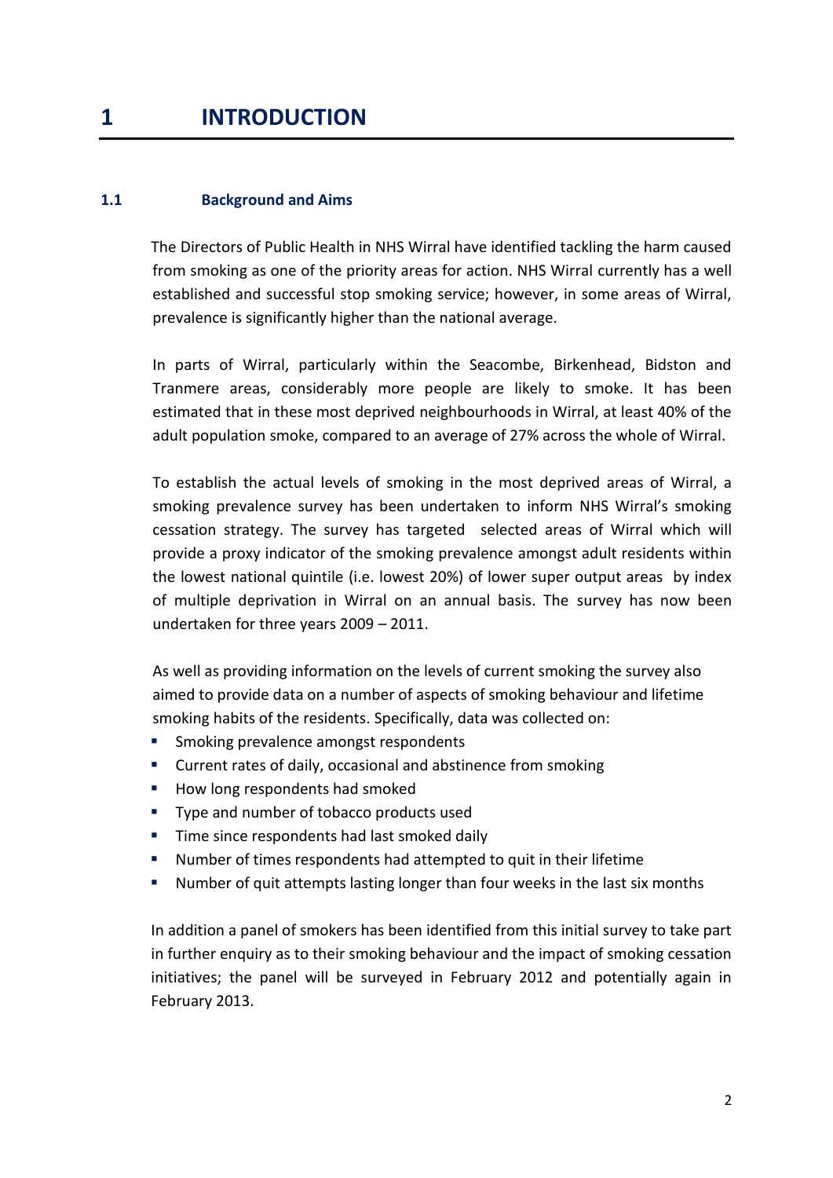# 1 INTRODUCTION

## 1.1 Background and Aims

The Directors of Public Health in NHS Wirral have identified tackling the harm caused from smoking as one of the priority areas for action. NHS Wirral currently has a well established and successful stop smoking service; however, in some areas of Wirral, prevalence is significantly higher than the national average.

In parts of Wirral, particularly within the Seacombe, Birkenhead, Bidston and Tranmere areas, considerably more people are likely to smoke. It has been estimated that in these most deprived neighbourhoods in Wirral, at least 40% of the adult population smoke, compared to an average of 27% across the whole of Wirral.

To establish the actual levels of smoking in the most deprived areas of Wirral, a smoking prevalence survey has been undertaken to inform NHS Wirral's smoking cessation strategy. The survey has targeted selected areas of Wirral which will provide a proxy indicator of the smoking prevalence amongst adult residents within the lowest national quintile (i.e. lowest 20%) of lower super output areas by index of multiple deprivation in Wirral on an annual basis. The survey has now been undertaken for three years 2009 – 2011.

As well as providing information on the levels of current smoking the survey also aimed to provide data on a number of aspects of smoking behaviour and lifetime smoking habits of the residents. Specifically, data was collected on:

- Smoking prevalence amongst respondents
- Current rates of daily, occasional and abstinence from smoking
- How long respondents had smoked
- Type and number of tobacco products used
- Time since respondents had last smoked daily
- Number of times respondents had attempted to quit in their lifetime
- Number of quit attempts lasting longer than four weeks in the last six months

In addition a panel of smokers has been identified from this initial survey to take part in further enquiry as to their smoking behaviour and the impact of smoking cessation initiatives; the panel will be surveyed in February 2012 and potentially again in February 2013.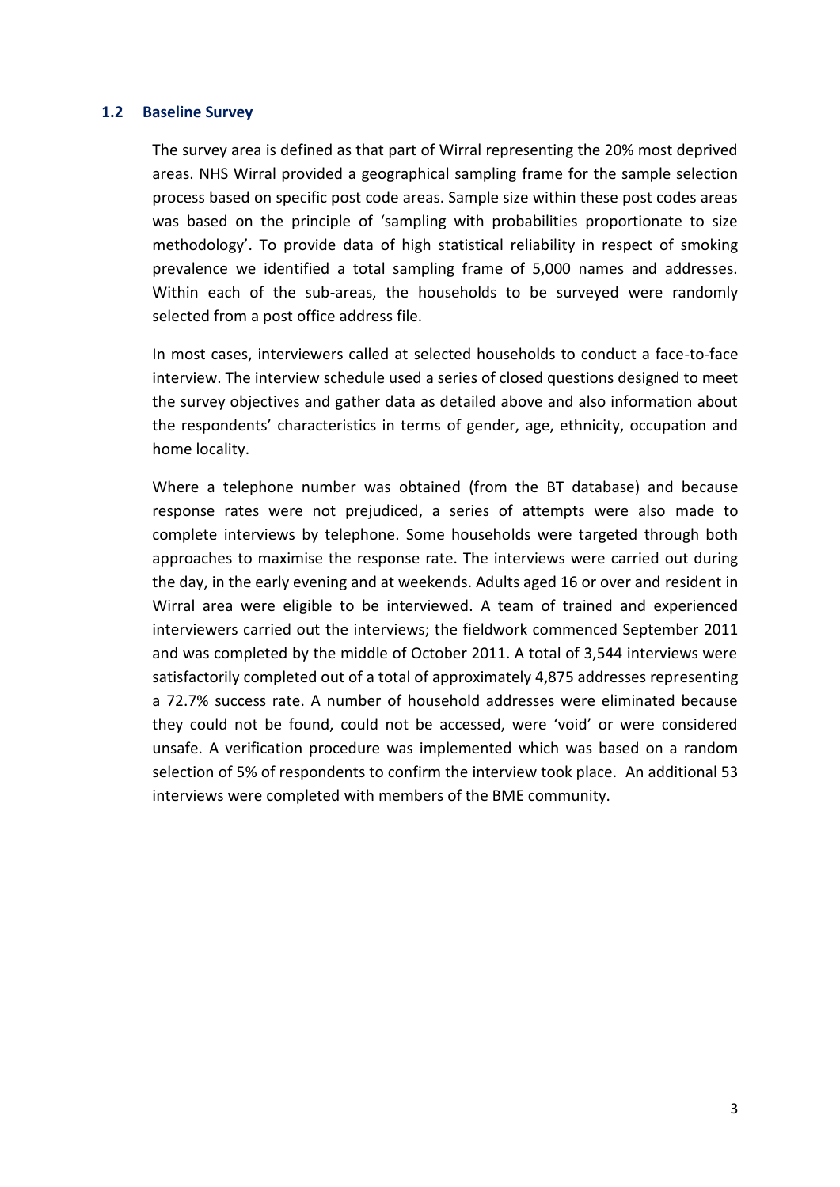## 1.2 Baseline Survey

The survey area is defined as that part of Wirral representing the 20% most deprived areas. NHS Wirral provided a geographical sampling frame for the sample selection process based on specific post code areas. Sample size within these post codes areas was based on the principle of 'sampling with probabilities proportionate to size methodology'. To provide data of high statistical reliability in respect of smoking prevalence we identified a total sampling frame of 5,000 names and addresses. Within each of the sub-areas, the households to be surveyed were randomly selected from a post office address file.

In most cases, interviewers called at selected households to conduct a face-to-face interview. The interview schedule used a series of closed questions designed to meet the survey objectives and gather data as detailed above and also information about the respondents' characteristics in terms of gender, age, ethnicity, occupation and home locality.

Where a telephone number was obtained (from the BT database) and because response rates were not prejudiced, a series of attempts were also made to complete interviews by telephone. Some households were targeted through both approaches to maximise the response rate. The interviews were carried out during the day, in the early evening and at weekends. Adults aged 16 or over and resident in Wirral area were eligible to be interviewed. A team of trained and experienced interviewers carried out the interviews; the fieldwork commenced September 2011 and was completed by the middle of October 2011. A total of 3,544 interviews were satisfactorily completed out of a total of approximately 4,875 addresses representing a 72.7% success rate. A number of household addresses were eliminated because they could not be found, could not be accessed, were 'void' or were considered unsafe. A verification procedure was implemented which was based on a random selection of 5% of respondents to confirm the interview took place. An additional 53 interviews were completed with members of the BME community.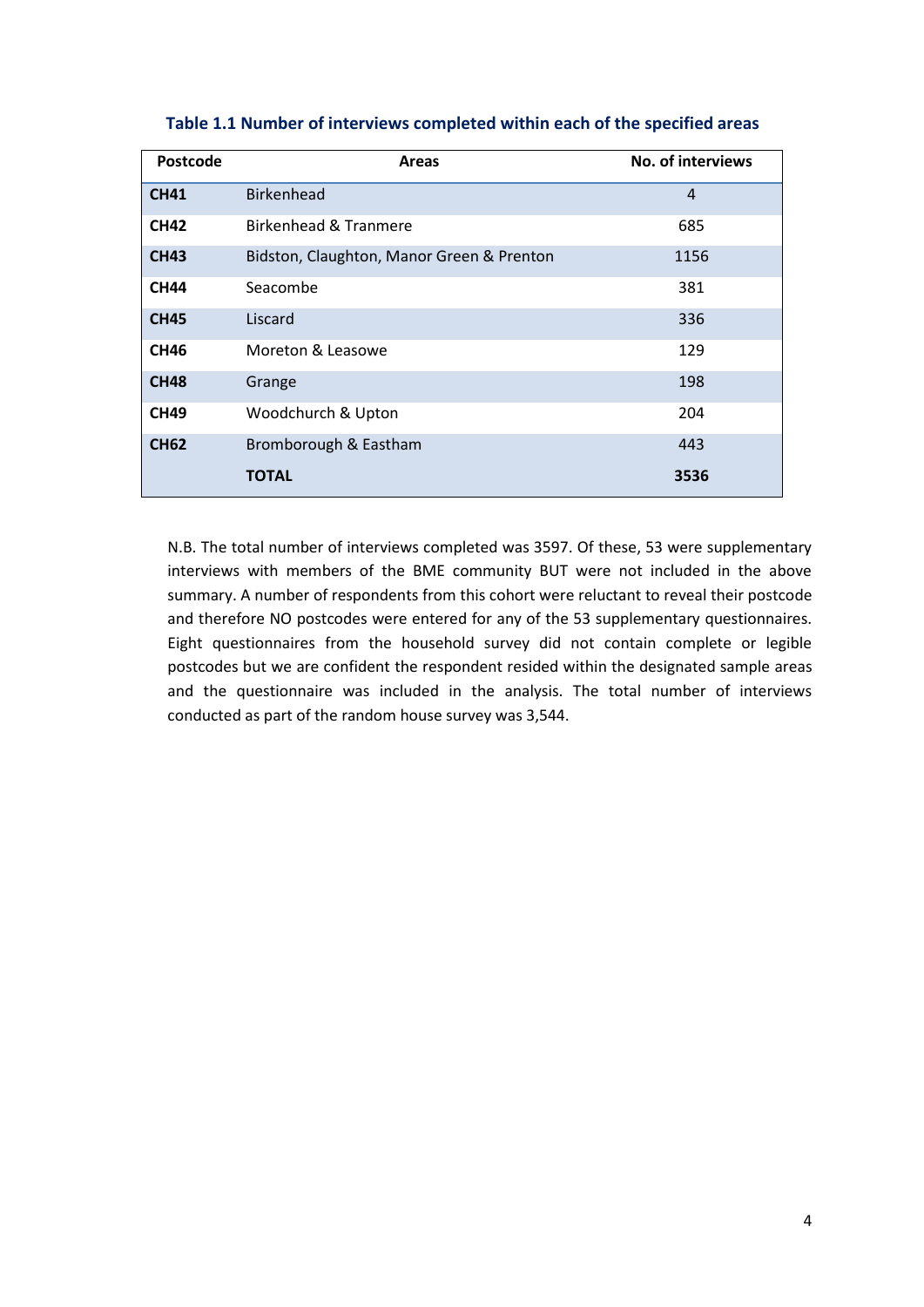**Table 1.1 Number of interviews completed within each of the specified areas**

| Postcode | Areas | No. of interviews |
|---|---|---|
| **CH41** | Birkenhead | 4 |
| **CH42** | Birkenhead & Tranmere | 685 |
| **CH43** | Bidston, Claughton, Manor Green & Prenton | 1156 |
| **CH44** | Seacombe | 381 |
| **CH45** | Liscard | 336 |
| **CH46** | Moreton & Leasowe | 129 |
| **CH48** | Grange | 198 |
| **CH49** | Woodchurch & Upton | 204 |
| **CH62** | Bromborough & Eastham | 443 |
| | **TOTAL** | **3536** |

N.B. The total number of interviews completed was 3597. Of these, 53 were supplementary interviews with members of the BME community BUT were not included in the above summary. A number of respondents from this cohort were reluctant to reveal their postcode and therefore NO postcodes were entered for any of the 53 supplementary questionnaires. Eight questionnaires from the household survey did not contain complete or legible postcodes but we are confident the respondent resided within the designated sample areas and the questionnaire was included in the analysis. The total number of interviews conducted as part of the random house survey was 3,544.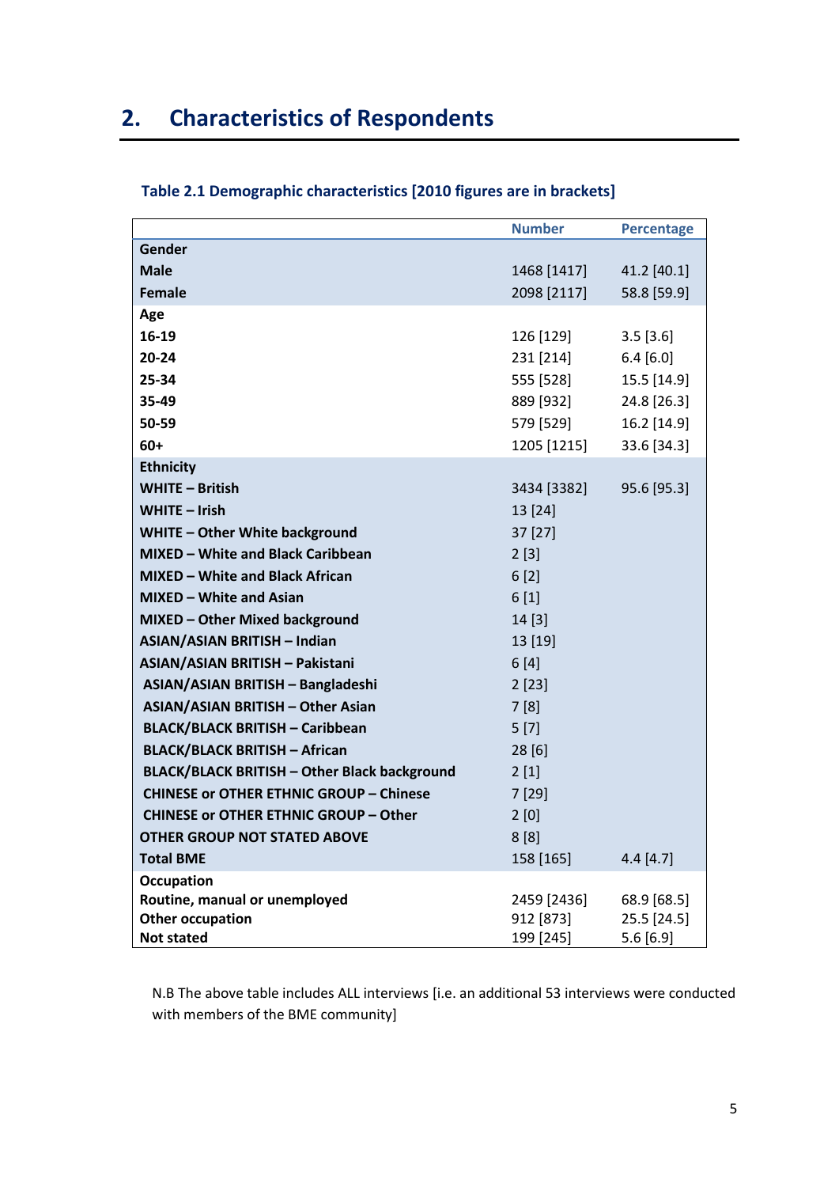## 2. Characteristics of Respondents

**Table 2.1 Demographic characteristics [2010 figures are in brackets]**

| | Number | Percentage |
|---|---|---|
| **Gender** | | |
| **Male** | 1468 [1417] | 41.2 [40.1] |
| **Female** | 2098 [2117] | 58.8 [59.9] |
| **Age** | | |
| **16-19** | 126 [129] | 3.5 [3.6] |
| **20-24** | 231 [214] | 6.4 [6.0] |
| **25-34** | 555 [528] | 15.5 [14.9] |
| **35-49** | 889 [932] | 24.8 [26.3] |
| **50-59** | 579 [529] | 16.2 [14.9] |
| **60+** | 1205 [1215] | 33.6 [34.3] |
| **Ethnicity** | | |
| **WHITE – British** | 3434 [3382] | 95.6 [95.3] |
| **WHITE – Irish** | 13 [24] | |
| **WHITE – Other White background** | 37 [27] | |
| **MIXED – White and Black Caribbean** | 2 [3] | |
| **MIXED – White and Black African** | 6 [2] | |
| **MIXED – White and Asian** | 6 [1] | |
| **MIXED – Other Mixed background** | 14 [3] | |
| **ASIAN/ASIAN BRITISH – Indian** | 13 [19] | |
| **ASIAN/ASIAN BRITISH – Pakistani** | 6 [4] | |
| **ASIAN/ASIAN BRITISH – Bangladeshi** | 2 [23] | |
| **ASIAN/ASIAN BRITISH – Other Asian** | 7 [8] | |
| **BLACK/BLACK BRITISH – Caribbean** | 5 [7] | |
| **BLACK/BLACK BRITISH – African** | 28 [6] | |
| **BLACK/BLACK BRITISH – Other Black background** | 2 [1] | |
| **CHINESE or OTHER ETHNIC GROUP – Chinese** | 7 [29] | |
| **CHINESE or OTHER ETHNIC GROUP – Other** | 2 [0] | |
| **OTHER GROUP NOT STATED ABOVE** | 8 [8] | |
| **Total BME** | 158 [165] | 4.4 [4.7] |
| **Occupation** | | |
| **Routine, manual or unemployed** | 2459 [2436] | 68.9 [68.5] |
| **Other occupation** | 912 [873] | 25.5 [24.5] |
| **Not stated** | 199 [245] | 5.6 [6.9] |

N.B The above table includes ALL interviews [i.e. an additional 53 interviews were conducted with members of the BME community]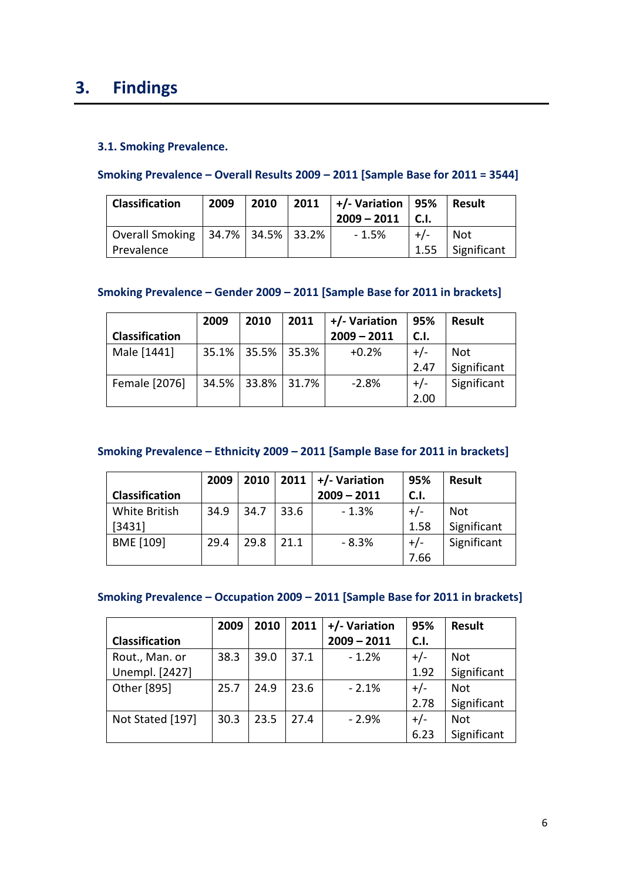# 3. Findings

### 3.1. Smoking Prevalence.

**Smoking Prevalence – Overall Results 2009 – 2011 [Sample Base for 2011 = 3544]**

| Classification | 2009 | 2010 | 2011 | +/- Variation 2009 – 2011 | 95% C.I. | Result |
|---|---|---|---|---|---|---|
| Overall Smoking Prevalence | 34.7% | 34.5% | 33.2% | - 1.5% | +/- 1.55 | Not Significant |

**Smoking Prevalence – Gender 2009 – 2011 [Sample Base for 2011 in brackets]**

| Classification | 2009 | 2010 | 2011 | +/- Variation 2009 – 2011 | 95% C.I. | Result |
|---|---|---|---|---|---|---|
| Male [1441] | 35.1% | 35.5% | 35.3% | +0.2% | +/- 2.47 | Not Significant |
| Female [2076] | 34.5% | 33.8% | 31.7% | -2.8% | +/- 2.00 | Significant |

**Smoking Prevalence – Ethnicity 2009 – 2011 [Sample Base for 2011 in brackets]**

| Classification | 2009 | 2010 | 2011 | +/- Variation 2009 – 2011 | 95% C.I. | Result |
|---|---|---|---|---|---|---|
| White British [3431] | 34.9 | 34.7 | 33.6 | - 1.3% | +/- 1.58 | Not Significant |
| BME [109] | 29.4 | 29.8 | 21.1 | - 8.3% | +/- 7.66 | Significant |

**Smoking Prevalence – Occupation 2009 – 2011 [Sample Base for 2011 in brackets]**

| Classification | 2009 | 2010 | 2011 | +/- Variation 2009 – 2011 | 95% C.I. | Result |
|---|---|---|---|---|---|---|
| Rout., Man. or Unempl. [2427] | 38.3 | 39.0 | 37.1 | - 1.2% | +/- 1.92 | Not Significant |
| Other [895] | 25.7 | 24.9 | 23.6 | - 2.1% | +/- 2.78 | Not Significant |
| Not Stated [197] | 30.3 | 23.5 | 27.4 | - 2.9% | +/- 6.23 | Not Significant |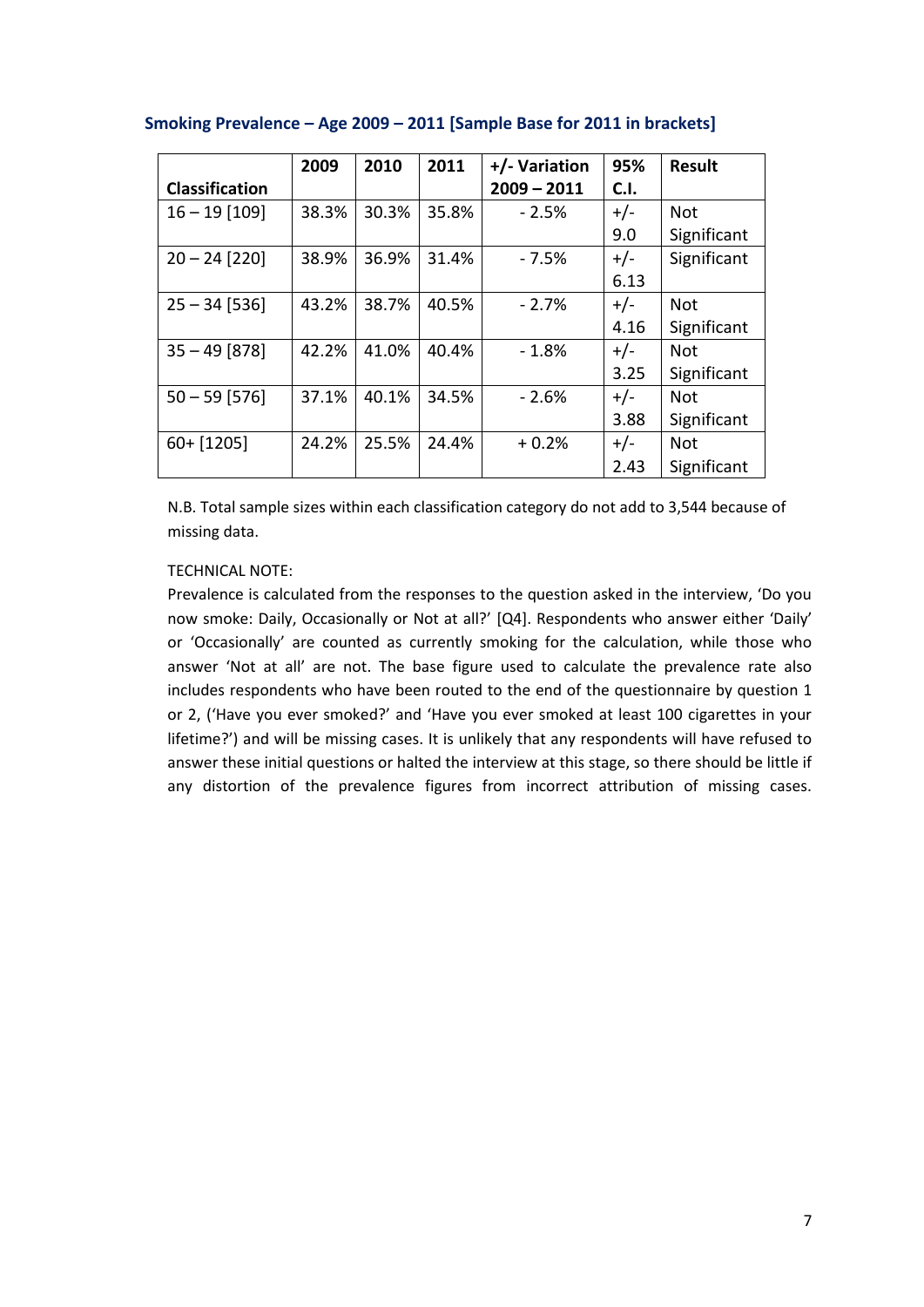### Smoking Prevalence – Age 2009 – 2011 [Sample Base for 2011 in brackets]

| Classification | 2009 | 2010 | 2011 | +/- Variation 2009 – 2011 | 95% C.I. | Result |
|---|---|---|---|---|---|---|
| 16 – 19 [109] | 38.3% | 30.3% | 35.8% | - 2.5% | +/- 9.0 | Not Significant |
| 20 – 24 [220] | 38.9% | 36.9% | 31.4% | - 7.5% | +/- 6.13 | Significant |
| 25 – 34 [536] | 43.2% | 38.7% | 40.5% | - 2.7% | +/- 4.16 | Not Significant |
| 35 – 49 [878] | 42.2% | 41.0% | 40.4% | - 1.8% | +/- 3.25 | Not Significant |
| 50 – 59 [576] | 37.1% | 40.1% | 34.5% | - 2.6% | +/- 3.88 | Not Significant |
| 60+ [1205] | 24.2% | 25.5% | 24.4% | + 0.2% | +/- 2.43 | Not Significant |

N.B. Total sample sizes within each classification category do not add to 3,544 because of missing data.

TECHNICAL NOTE:

Prevalence is calculated from the responses to the question asked in the interview, 'Do you now smoke: Daily, Occasionally or Not at all?' [Q4]. Respondents who answer either 'Daily' or 'Occasionally' are counted as currently smoking for the calculation, while those who answer 'Not at all' are not. The base figure used to calculate the prevalence rate also includes respondents who have been routed to the end of the questionnaire by question 1 or 2, ('Have you ever smoked?' and 'Have you ever smoked at least 100 cigarettes in your lifetime?') and will be missing cases. It is unlikely that any respondents will have refused to answer these initial questions or halted the interview at this stage, so there should be little if any distortion of the prevalence figures from incorrect attribution of missing cases.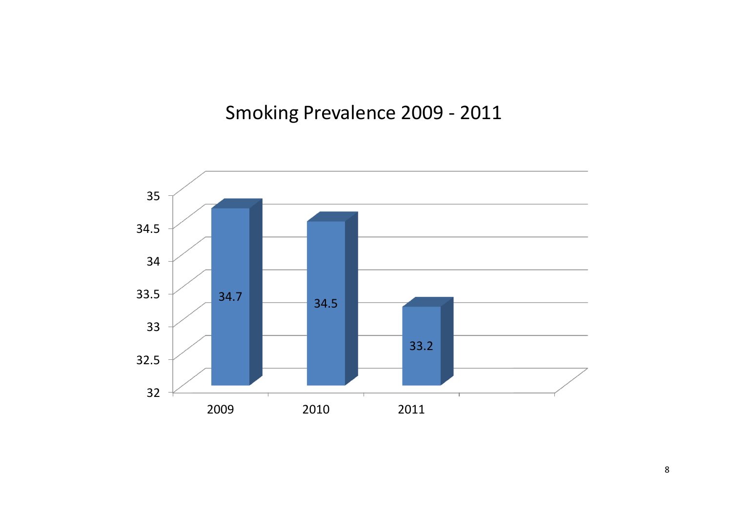# Smoking Prevalence 2009 - 2011

| Year | Smoking Prevalence |
|---|---|
| 2009 | 34.7 |
| 2010 | 34.5 |
| 2011 | 33.2 |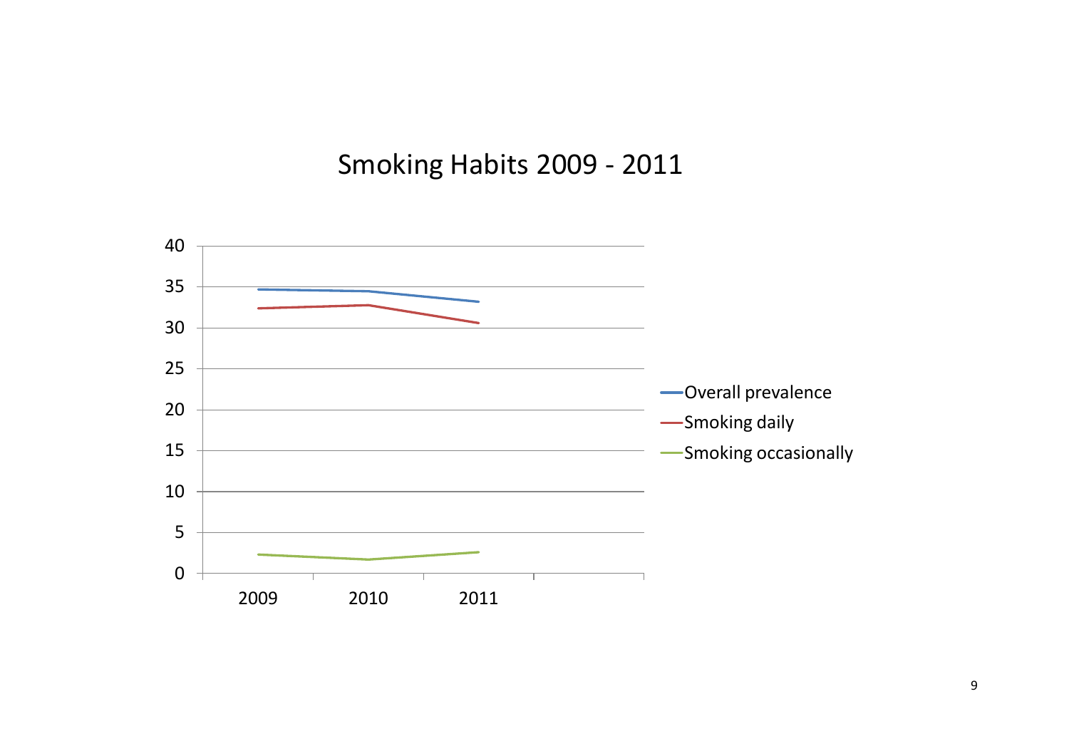# Smoking Habits 2009 - 2011

40
35
30
25
20
15
10
5
0

2009 2010 2011

Overall prevalence
Smoking daily
Smoking occasionally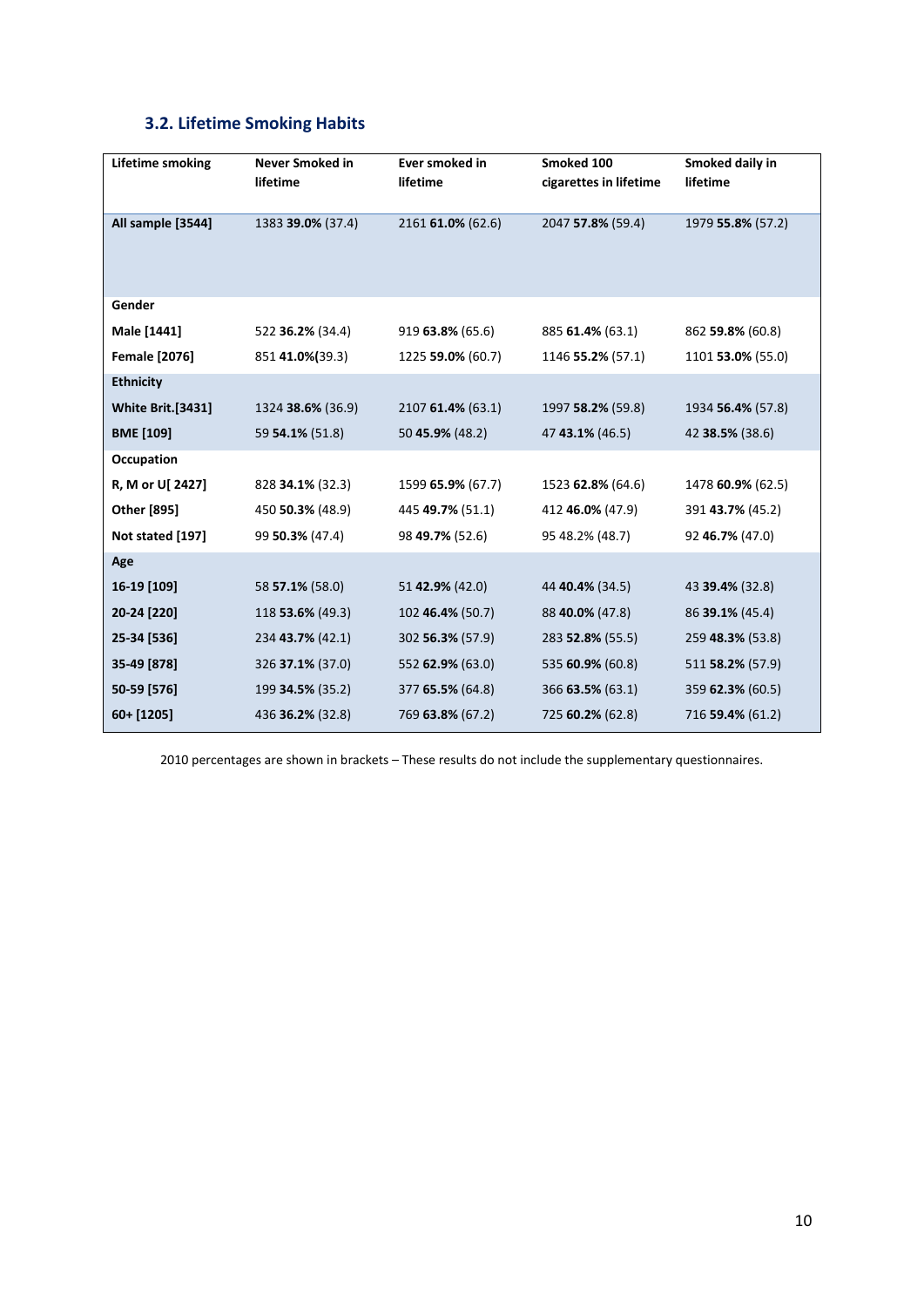### 3.2. Lifetime Smoking Habits

| Lifetime smoking | Never Smoked in lifetime | Ever smoked in lifetime | Smoked 100 cigarettes in lifetime | Smoked daily in lifetime |
|---|---|---|---|---|
| **All sample [3544]** | 1383 **39.0%** (37.4) | 2161 **61.0%** (62.6) | 2047 **57.8%** (59.4) | 1979 **55.8%** (57.2) |
| **Gender** | | | | |
| **Male [1441]** | 522 **36.2%** (34.4) | 919 **63.8%** (65.6) | 885 **61.4%** (63.1) | 862 **59.8%** (60.8) |
| **Female [2076]** | 851 **41.0%**(39.3) | 1225 **59.0%** (60.7) | 1146 **55.2%** (57.1) | 1101 **53.0%** (55.0) |
| **Ethnicity** | | | | |
| **White Brit.[3431]** | 1324 **38.6%** (36.9) | 2107 **61.4%** (63.1) | 1997 **58.2%** (59.8) | 1934 **56.4%** (57.8) |
| **BME [109]** | 59 **54.1%** (51.8) | 50 **45.9%** (48.2) | 47 **43.1%** (46.5) | 42 **38.5%** (38.6) |
| **Occupation** | | | | |
| **R, M or U[ 2427]** | 828 **34.1%** (32.3) | 1599 **65.9%** (67.7) | 1523 **62.8%** (64.6) | 1478 **60.9%** (62.5) |
| **Other [895]** | 450 **50.3%** (48.9) | 445 **49.7%** (51.1) | 412 **46.0%** (47.9) | 391 **43.7%** (45.2) |
| **Not stated [197]** | 99 **50.3%** (47.4) | 98 **49.7%** (52.6) | 95 48.2% (48.7) | 92 **46.7%** (47.0) |
| **Age** | | | | |
| **16-19 [109]** | 58 **57.1%** (58.0) | 51 **42.9%** (42.0) | 44 **40.4%** (34.5) | 43 **39.4%** (32.8) |
| **20-24 [220]** | 118 **53.6%** (49.3) | 102 **46.4%** (50.7) | 88 **40.0%** (47.8) | 86 **39.1%** (45.4) |
| **25-34 [536]** | 234 **43.7%** (42.1) | 302 **56.3%** (57.9) | 283 **52.8%** (55.5) | 259 **48.3%** (53.8) |
| **35-49 [878]** | 326 **37.1%** (37.0) | 552 **62.9%** (63.0) | 535 **60.9%** (60.8) | 511 **58.2%** (57.9) |
| **50-59 [576]** | 199 **34.5%** (35.2) | 377 **65.5%** (64.8) | 366 **63.5%** (63.1) | 359 **62.3%** (60.5) |
| **60+ [1205]** | 436 **36.2%** (32.8) | 769 **63.8%** (67.2) | 725 **60.2%** (62.8) | 716 **59.4%** (61.2) |

2010 percentages are shown in brackets – These results do not include the supplementary questionnaires.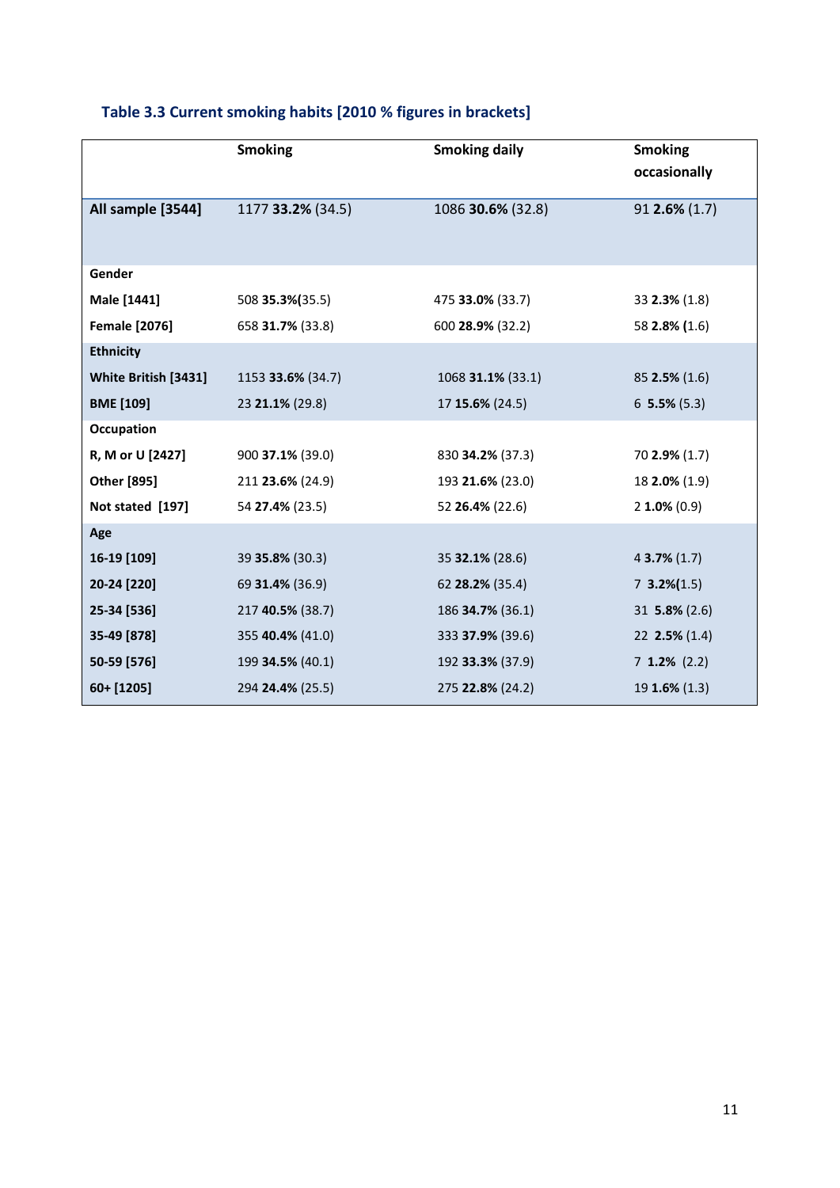### Table 3.3 Current smoking habits [2010 % figures in brackets]

| | Smoking | Smoking daily | Smoking occasionally |
|---|---|---|---|
| **All sample [3544]** | 1177 **33.2%** (34.5) | 1086 **30.6%** (32.8) | 91 **2.6%** (1.7) |
| **Gender** | | | |
| **Male [1441]** | 508 **35.3%**(35.5) | 475 **33.0%** (33.7) | 33 **2.3%** (1.8) |
| **Female [2076]** | 658 **31.7%** (33.8) | 600 **28.9%** (32.2) | 58 **2.8%** (1.6) |
| **Ethnicity** | | | |
| **White British [3431]** | 1153 **33.6%** (34.7) | 1068 **31.1%** (33.1) | 85 **2.5%** (1.6) |
| **BME [109]** | 23 **21.1%** (29.8) | 17 **15.6%** (24.5) | 6 **5.5%** (5.3) |
| **Occupation** | | | |
| **R, M or U [2427]** | 900 **37.1%** (39.0) | 830 **34.2%** (37.3) | 70 **2.9%** (1.7) |
| **Other [895]** | 211 **23.6%** (24.9) | 193 **21.6%** (23.0) | 18 **2.0%** (1.9) |
| **Not stated [197]** | 54 **27.4%** (23.5) | 52 **26.4%** (22.6) | 2 **1.0%** (0.9) |
| **Age** | | | |
| **16-19 [109]** | 39 **35.8%** (30.3) | 35 **32.1%** (28.6) | 4 **3.7%** (1.7) |
| **20-24 [220]** | 69 **31.4%** (36.9) | 62 **28.2%** (35.4) | 7 **3.2%**(1.5) |
| **25-34 [536]** | 217 **40.5%** (38.7) | 186 **34.7%** (36.1) | 31 **5.8%** (2.6) |
| **35-49 [878]** | 355 **40.4%** (41.0) | 333 **37.9%** (39.6) | 22 **2.5%** (1.4) |
| **50-59 [576]** | 199 **34.5%** (40.1) | 192 **33.3%** (37.9) | 7 **1.2%** (2.2) |
| **60+ [1205]** | 294 **24.4%** (25.5) | 275 **22.8%** (24.2) | 19 **1.6%** (1.3) |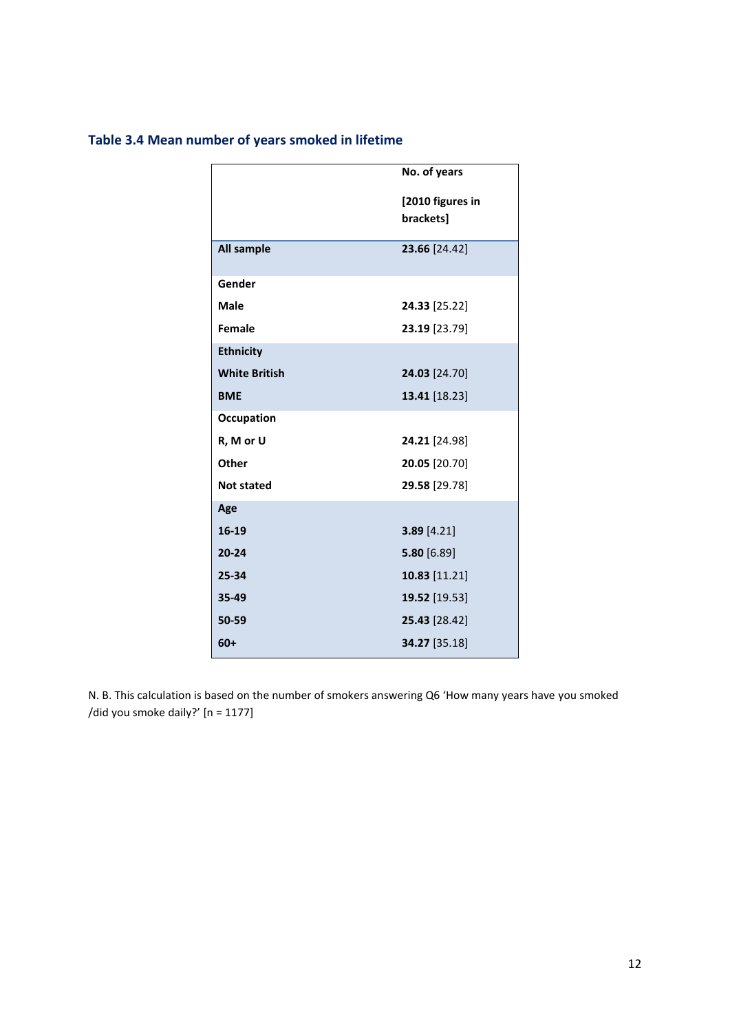### Table 3.4 Mean number of years smoked in lifetime

| | No. of years [2010 figures in brackets] |
|---|---|
| **All sample** | **23.66** [24.42] |
| **Gender** | |
| **Male** | **24.33** [25.22] |
| **Female** | **23.19** [23.79] |
| **Ethnicity** | |
| **White British** | **24.03** [24.70] |
| **BME** | **13.41** [18.23] |
| **Occupation** | |
| **R, M or U** | **24.21** [24.98] |
| **Other** | **20.05** [20.70] |
| **Not stated** | **29.58** [29.78] |
| **Age** | |
| **16-19** | **3.89** [4.21] |
| **20-24** | **5.80** [6.89] |
| **25-34** | **10.83** [11.21] |
| **35-49** | **19.52** [19.53] |
| **50-59** | **25.43** [28.42] |
| **60+** | **34.27** [35.18] |

N. B. This calculation is based on the number of smokers answering Q6 'How many years have you smoked /did you smoke daily?' [n = 1177]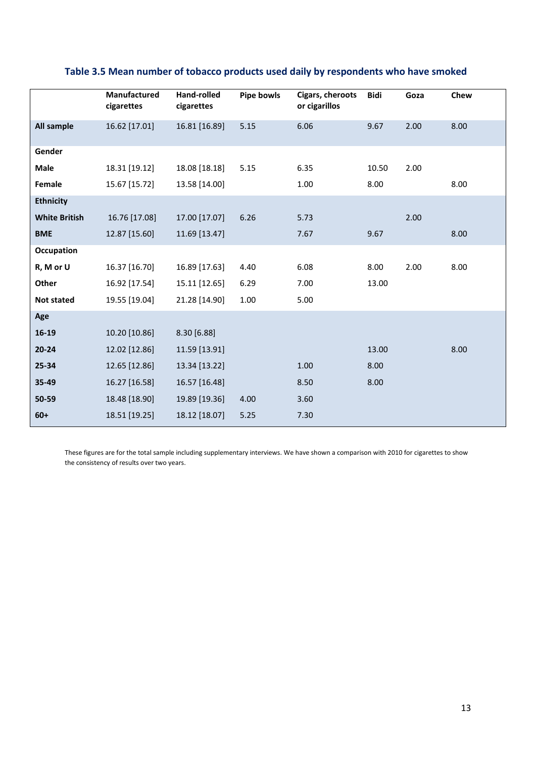### Table 3.5 Mean number of tobacco products used daily by respondents who have smoked

| | Manufactured cigarettes | Hand-rolled cigarettes | Pipe bowls | Cigars, cheroots or cigarillos | Bidi | Goza | Chew |
|---|---|---|---|---|---|---|---|
| **All sample** | 16.62 [17.01] | 16.81 [16.89] | 5.15 | 6.06 | 9.67 | 2.00 | 8.00 |
| **Gender** | | | | | | | |
| **Male** | 18.31 [19.12] | 18.08 [18.18] | 5.15 | 6.35 | 10.50 | 2.00 | |
| **Female** | 15.67 [15.72] | 13.58 [14.00] | | 1.00 | 8.00 | | 8.00 |
| **Ethnicity** | | | | | | | |
| **White British** | 16.76 [17.08] | 17.00 [17.07] | 6.26 | 5.73 | | 2.00 | |
| **BME** | 12.87 [15.60] | 11.69 [13.47] | | 7.67 | 9.67 | | 8.00 |
| **Occupation** | | | | | | | |
| **R, M or U** | 16.37 [16.70] | 16.89 [17.63] | 4.40 | 6.08 | 8.00 | 2.00 | 8.00 |
| **Other** | 16.92 [17.54] | 15.11 [12.65] | 6.29 | 7.00 | 13.00 | | |
| **Not stated** | 19.55 [19.04] | 21.28 [14.90] | 1.00 | 5.00 | | | |
| **Age** | | | | | | | |
| **16-19** | 10.20 [10.86] | 8.30 [6.88] | | | | | |
| **20-24** | 12.02 [12.86] | 11.59 [13.91] | | | 13.00 | | 8.00 |
| **25-34** | 12.65 [12.86] | 13.34 [13.22] | | 1.00 | 8.00 | | |
| **35-49** | 16.27 [16.58] | 16.57 [16.48] | | 8.50 | 8.00 | | |
| **50-59** | 18.48 [18.90] | 19.89 [19.36] | 4.00 | 3.60 | | | |
| **60+** | 18.51 [19.25] | 18.12 [18.07] | 5.25 | 7.30 | | | |

These figures are for the total sample including supplementary interviews. We have shown a comparison with 2010 for cigarettes to show the consistency of results over two years.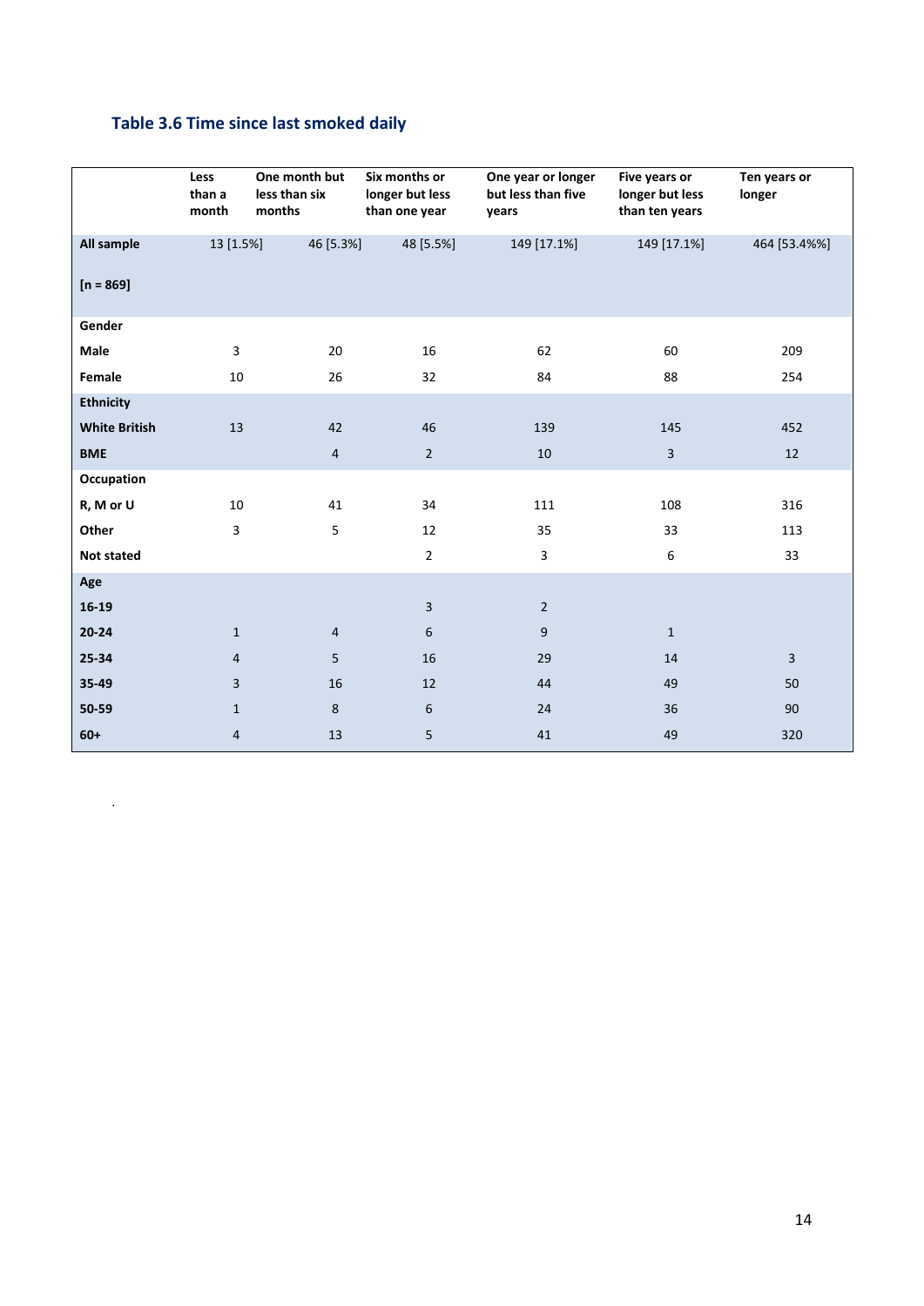### Table 3.6 Time since last smoked daily

| | Less than a month | One month but less than six months | Six months or longer but less than one year | One year or longer but less than five years | Five years or longer but less than ten years | Ten years or longer |
|---|---|---|---|---|---|---|
| **All sample** [n = 869] | 13 [1.5%] | 46 [5.3%] | 48 [5.5%] | 149 [17.1%] | 149 [17.1%] | 464 [53.4%%] |
| **Gender** | | | | | | |
| **Male** | 3 | 20 | 16 | 62 | 60 | 209 |
| **Female** | 10 | 26 | 32 | 84 | 88 | 254 |
| **Ethnicity** | | | | | | |
| **White British** | 13 | 42 | 46 | 139 | 145 | 452 |
| **BME** | | 4 | 2 | 10 | 3 | 12 |
| **Occupation** | | | | | | |
| **R, M or U** | 10 | 41 | 34 | 111 | 108 | 316 |
| **Other** | 3 | 5 | 12 | 35 | 33 | 113 |
| **Not stated** | | | 2 | 3 | 6 | 33 |
| **Age** | | | | | | |
| **16-19** | | | 3 | 2 | | |
| **20-24** | 1 | 4 | 6 | 9 | 1 | |
| **25-34** | 4 | 5 | 16 | 29 | 14 | 3 |
| **35-49** | 3 | 16 | 12 | 44 | 49 | 50 |
| **50-59** | 1 | 8 | 6 | 24 | 36 | 90 |
| **60+** | 4 | 13 | 5 | 41 | 49 | 320 |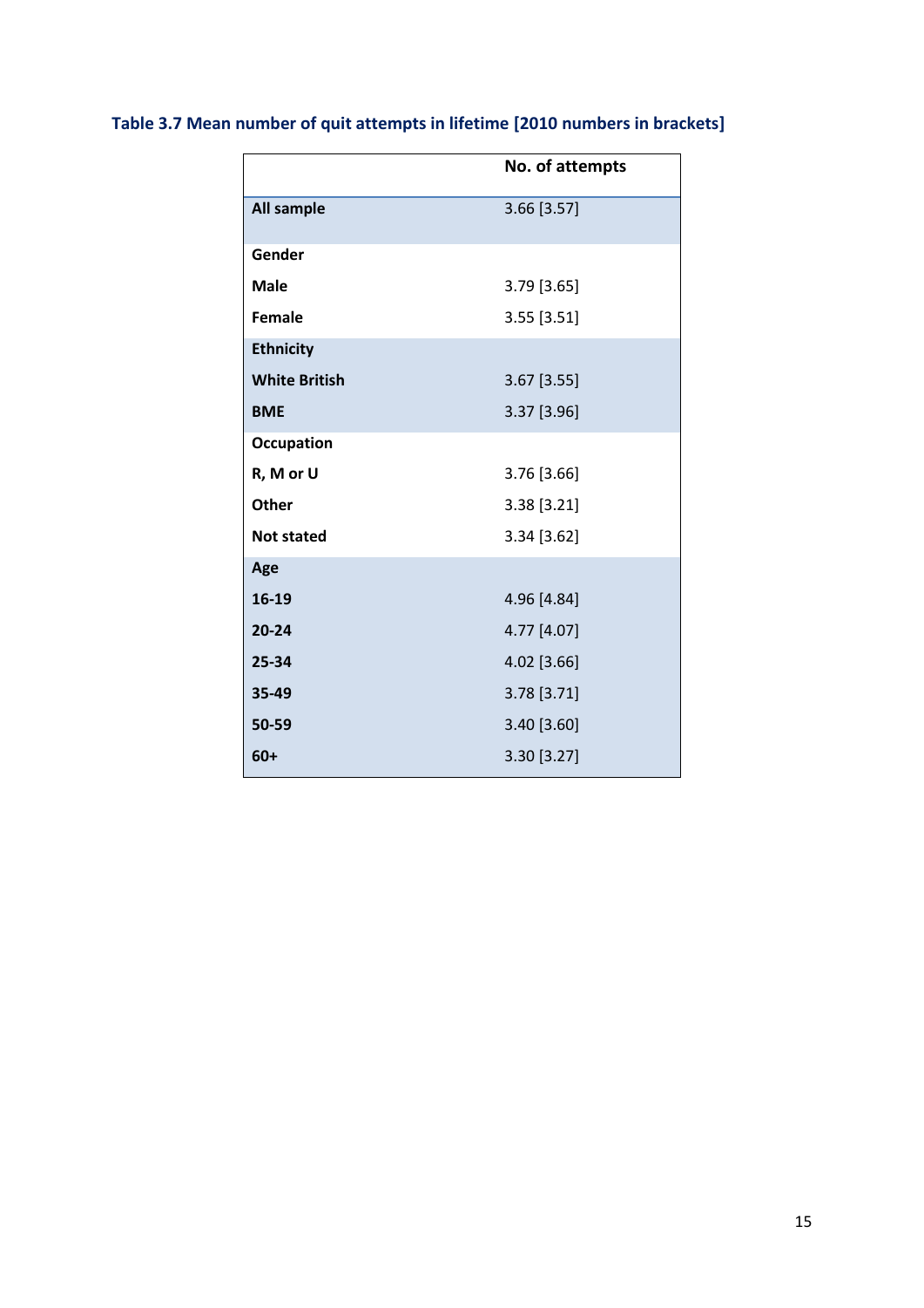**Table 3.7 Mean number of quit attempts in lifetime [2010 numbers in brackets]**

| | No. of attempts |
|---|---|
| **All sample** | 3.66 [3.57] |
| **Gender** | |
| **Male** | 3.79 [3.65] |
| **Female** | 3.55 [3.51] |
| **Ethnicity** | |
| **White British** | 3.67 [3.55] |
| **BME** | 3.37 [3.96] |
| **Occupation** | |
| **R, M or U** | 3.76 [3.66] |
| **Other** | 3.38 [3.21] |
| **Not stated** | 3.34 [3.62] |
| **Age** | |
| **16-19** | 4.96 [4.84] |
| **20-24** | 4.77 [4.07] |
| **25-34** | 4.02 [3.66] |
| **35-49** | 3.78 [3.71] |
| **50-59** | 3.40 [3.60] |
| **60+** | 3.30 [3.27] |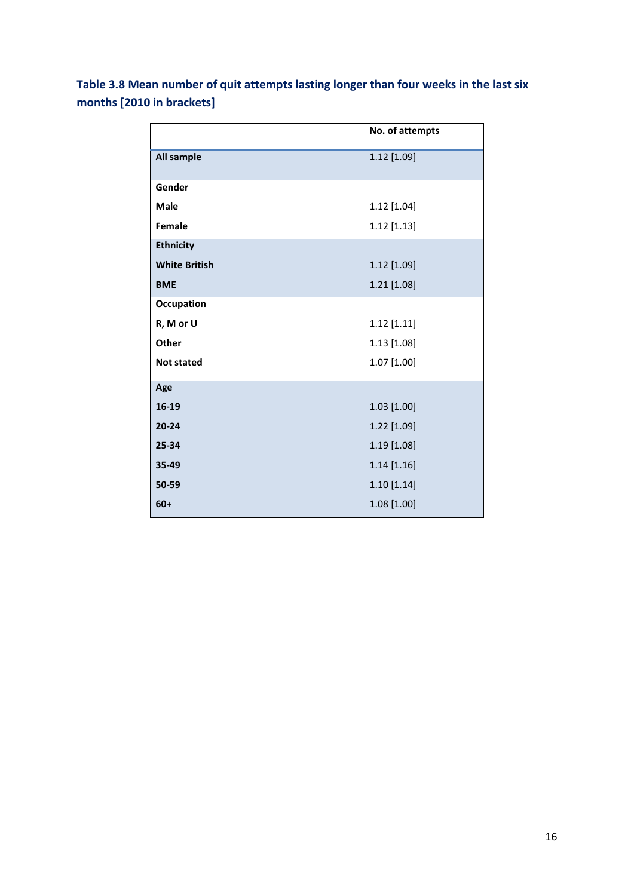**Table 3.8 Mean number of quit attempts lasting longer than four weeks in the last six months [2010 in brackets]**

| | No. of attempts |
|---|---|
| **All sample** | 1.12 [1.09] |
| **Gender** | |
| **Male** | 1.12 [1.04] |
| **Female** | 1.12 [1.13] |
| **Ethnicity** | |
| **White British** | 1.12 [1.09] |
| **BME** | 1.21 [1.08] |
| **Occupation** | |
| **R, M or U** | 1.12 [1.11] |
| **Other** | 1.13 [1.08] |
| **Not stated** | 1.07 [1.00] |
| **Age** | |
| **16-19** | 1.03 [1.00] |
| **20-24** | 1.22 [1.09] |
| **25-34** | 1.19 [1.08] |
| **35-49** | 1.14 [1.16] |
| **50-59** | 1.10 [1.14] |
| **60+** | 1.08 [1.00] |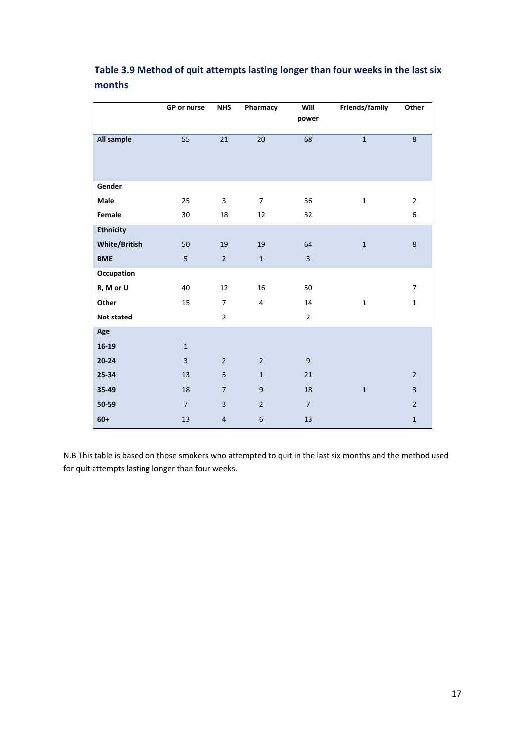### Table 3.9 Method of quit attempts lasting longer than four weeks in the last six months

| | GP or nurse | NHS | Pharmacy | Will power | Friends/family | Other |
|---|---|---|---|---|---|---|
| **All sample** | 55 | 21 | 20 | 68 | 1 | 8 |
| **Gender** | | | | | | |
| **Male** | 25 | 3 | 7 | 36 | 1 | 2 |
| **Female** | 30 | 18 | 12 | 32 | | 6 |
| **Ethnicity** | | | | | | |
| **White/British** | 50 | 19 | 19 | 64 | 1 | 8 |
| **BME** | 5 | 2 | 1 | 3 | | |
| **Occupation** | | | | | | |
| **R, M or U** | 40 | 12 | 16 | 50 | | 7 |
| **Other** | 15 | 7 | 4 | 14 | 1 | 1 |
| **Not stated** | | 2 | | 2 | | |
| **Age** | | | | | | |
| **16-19** | 1 | | | | | |
| **20-24** | 3 | 2 | 2 | 9 | | |
| **25-34** | 13 | 5 | 1 | 21 | | 2 |
| **35-49** | 18 | 7 | 9 | 18 | 1 | 3 |
| **50-59** | 7 | 3 | 2 | 7 | | 2 |
| **60+** | 13 | 4 | 6 | 13 | | 1 |

N.B This table is based on those smokers who attempted to quit in the last six months and the method used for quit attempts lasting longer than four weeks.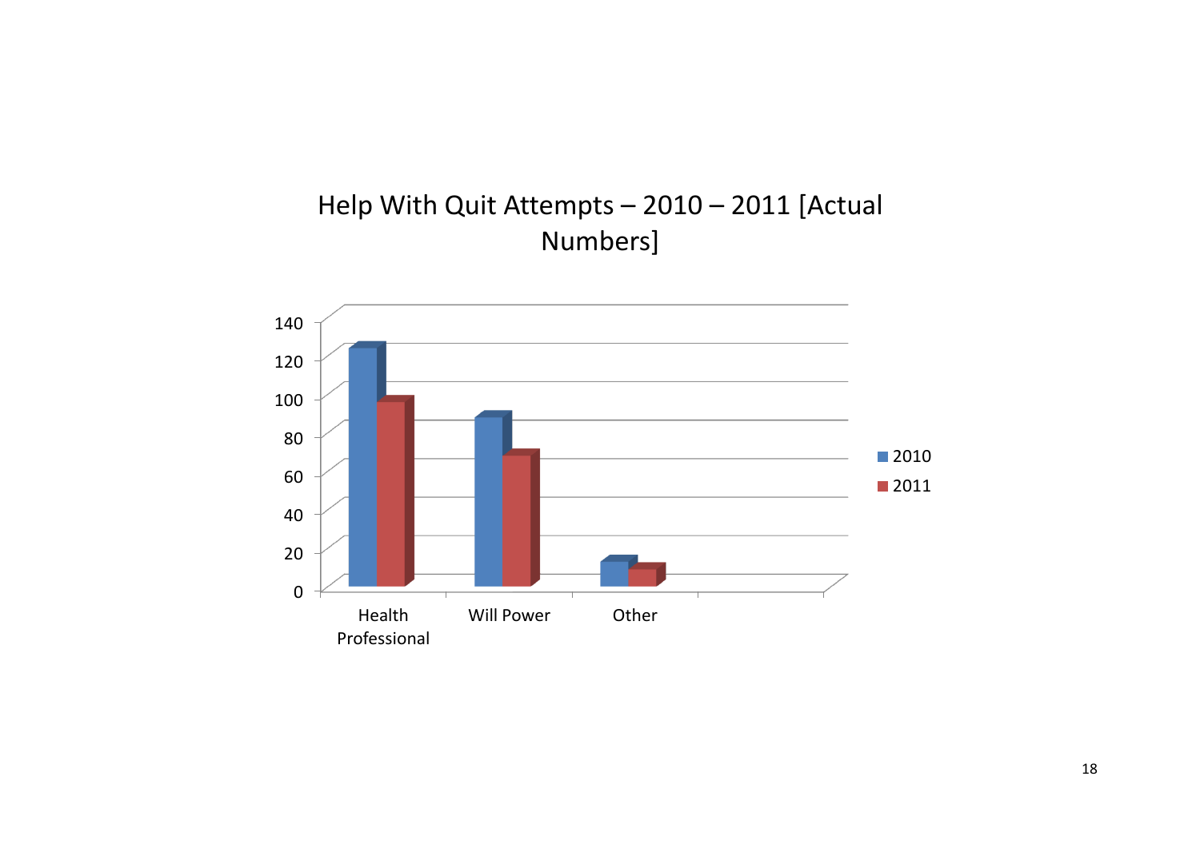# Help With Quit Attempts – 2010 – 2011 [Actual Numbers]

140
120
100
80
60
40
20
0

Health Professional | Will Power | Other

■ 2010
■ 2011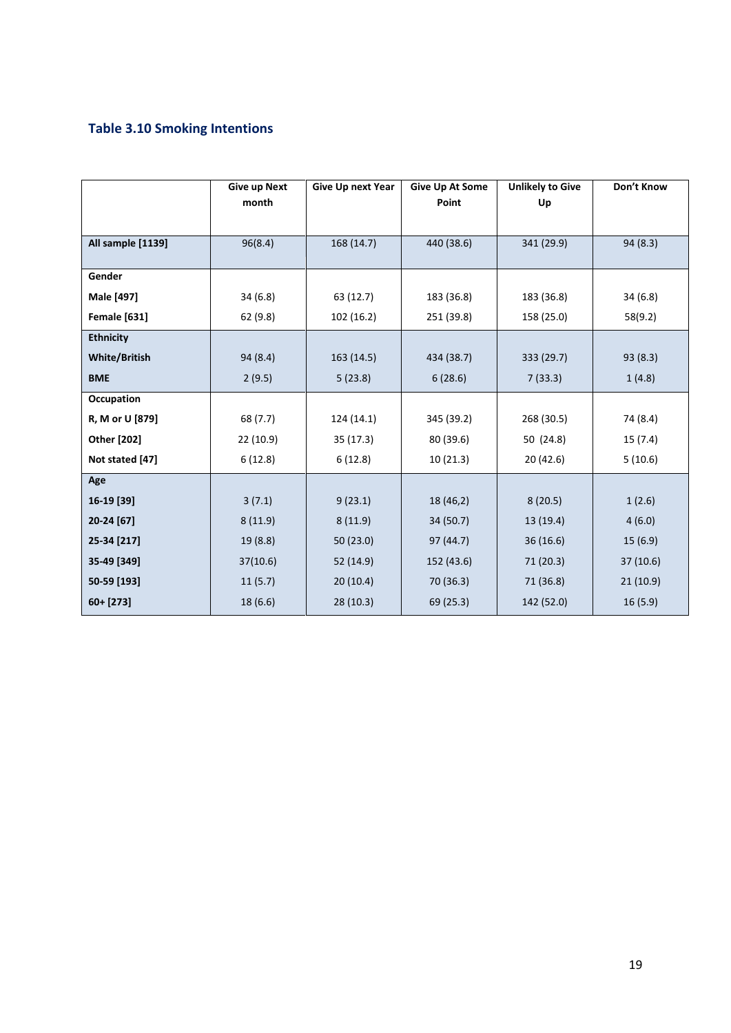### Table 3.10 Smoking Intentions

| | Give up Next month | Give Up next Year | Give Up At Some Point | Unlikely to Give Up | Don't Know |
|---|---|---|---|---|---|
| **All sample [1139]** | 96(8.4) | 168 (14.7) | 440 (38.6) | 341 (29.9) | 94 (8.3) |
| **Gender** | | | | | |
| **Male [497]** | 34 (6.8) | 63 (12.7) | 183 (36.8) | 183 (36.8) | 34 (6.8) |
| **Female [631]** | 62 (9.8) | 102 (16.2) | 251 (39.8) | 158 (25.0) | 58(9.2) |
| **Ethnicity** | | | | | |
| **White/British** | 94 (8.4) | 163 (14.5) | 434 (38.7) | 333 (29.7) | 93 (8.3) |
| **BME** | 2 (9.5) | 5 (23.8) | 6 (28.6) | 7 (33.3) | 1 (4.8) |
| **Occupation** | | | | | |
| **R, M or U [879]** | 68 (7.7) | 124 (14.1) | 345 (39.2) | 268 (30.5) | 74 (8.4) |
| **Other [202]** | 22 (10.9) | 35 (17.3) | 80 (39.6) | 50 (24.8) | 15 (7.4) |
| **Not stated [47]** | 6 (12.8) | 6 (12.8) | 10 (21.3) | 20 (42.6) | 5 (10.6) |
| **Age** | | | | | |
| **16-19 [39]** | 3 (7.1) | 9 (23.1) | 18 (46,2) | 8 (20.5) | 1 (2.6) |
| **20-24 [67]** | 8 (11.9) | 8 (11.9) | 34 (50.7) | 13 (19.4) | 4 (6.0) |
| **25-34 [217]** | 19 (8.8) | 50 (23.0) | 97 (44.7) | 36 (16.6) | 15 (6.9) |
| **35-49 [349]** | 37(10.6) | 52 (14.9) | 152 (43.6) | 71 (20.3) | 37 (10.6) |
| **50-59 [193]** | 11 (5.7) | 20 (10.4) | 70 (36.3) | 71 (36.8) | 21 (10.9) |
| **60+ [273]** | 18 (6.6) | 28 (10.3) | 69 (25.3) | 142 (52.0) | 16 (5.9) |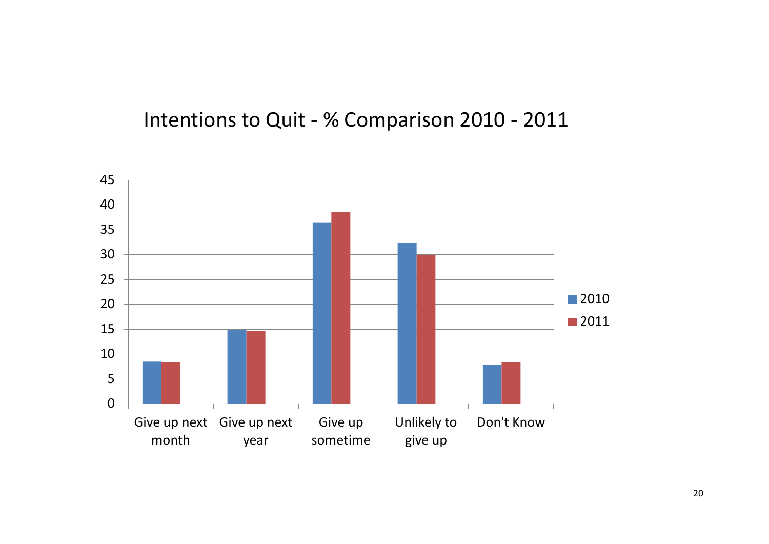## Intentions to Quit - % Comparison 2010 - 2011

| | 2010 | 2011 |
|---|---|---|
| Give up next month | 8.5 | 8.4 |
| Give up next year | 14.8 | 14.7 |
| Give up sometime | 36.5 | 38.6 |
| Unlikely to give up | 32.4 | 29.9 |
| Don't Know | 7.8 | 8.3 |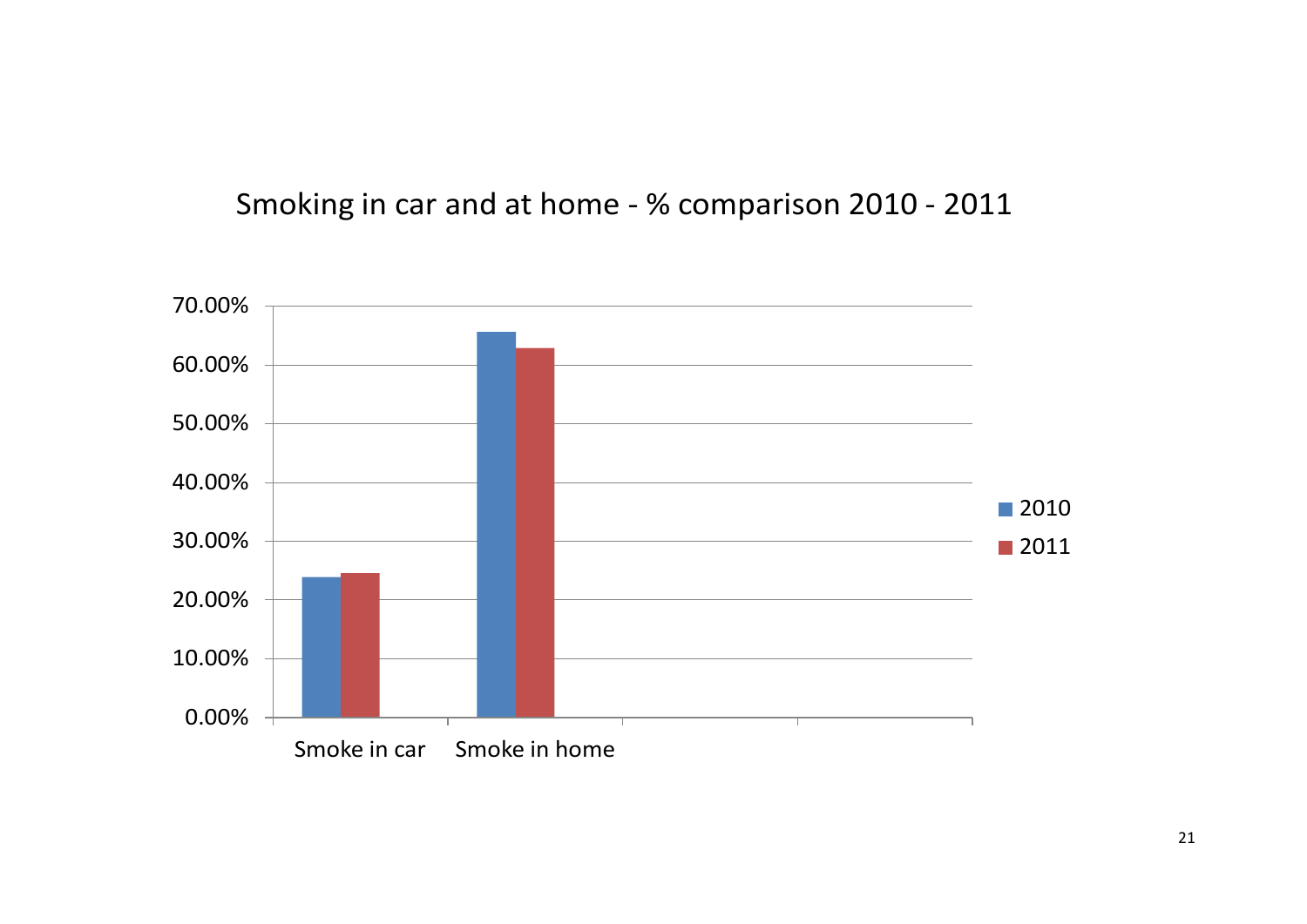## Smoking in car and at home - % comparison 2010 - 2011

| | 2010 | 2011 |
|---|---|---|
| Smoke in car | ~24% | ~24.5% |
| Smoke in home | ~65.5% | ~63% |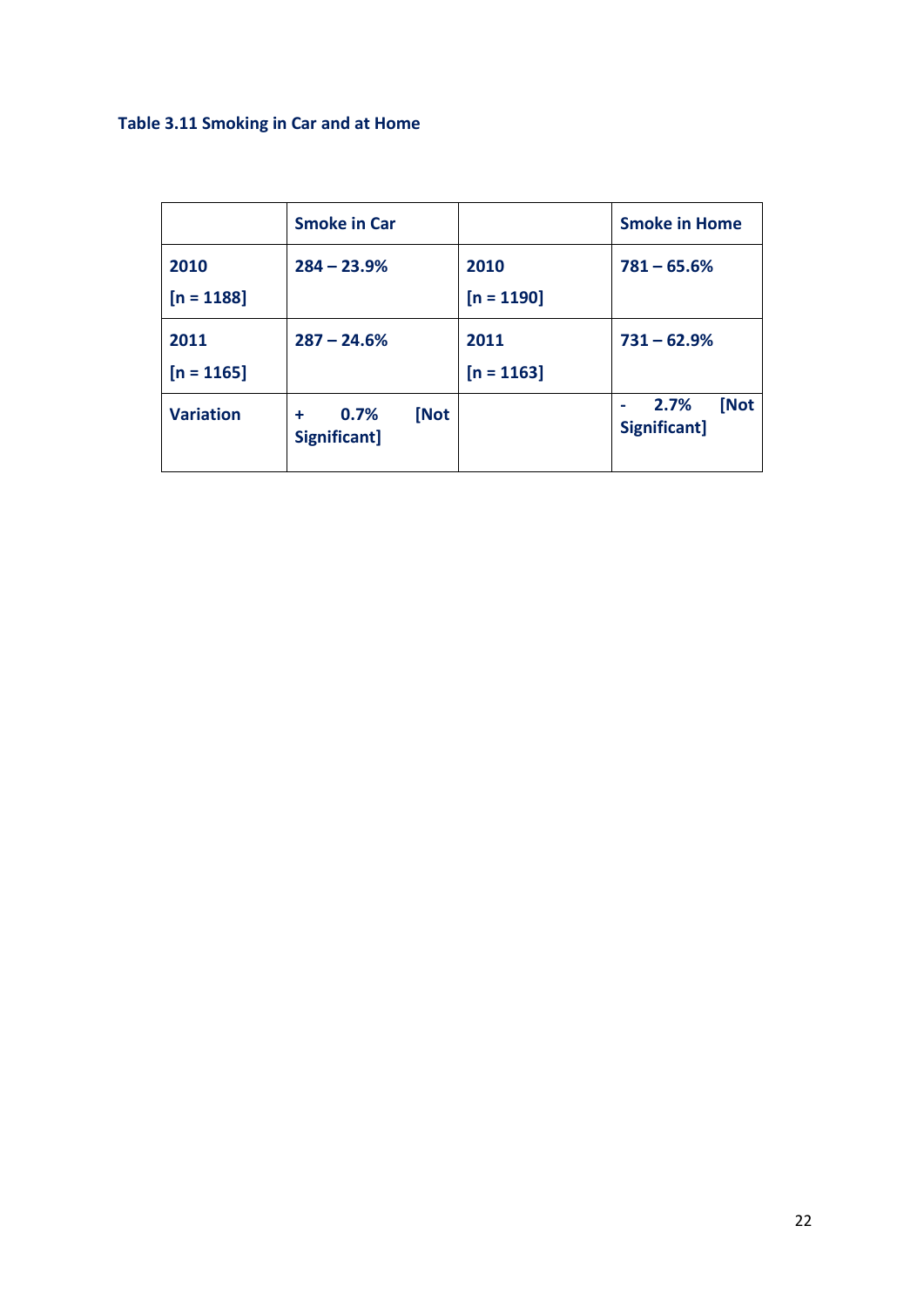**Table 3.11 Smoking in Car and at Home**

| | Smoke in Car | | Smoke in Home |
|---|---|---|---|
| 2010 [n = 1188] | 284 – 23.9% | 2010 [n = 1190] | 781 – 65.6% |
| 2011 [n = 1165] | 287 – 24.6% | 2011 [n = 1163] | 731 – 62.9% |
| Variation | + 0.7% [Not Significant] | | - 2.7% [Not Significant] |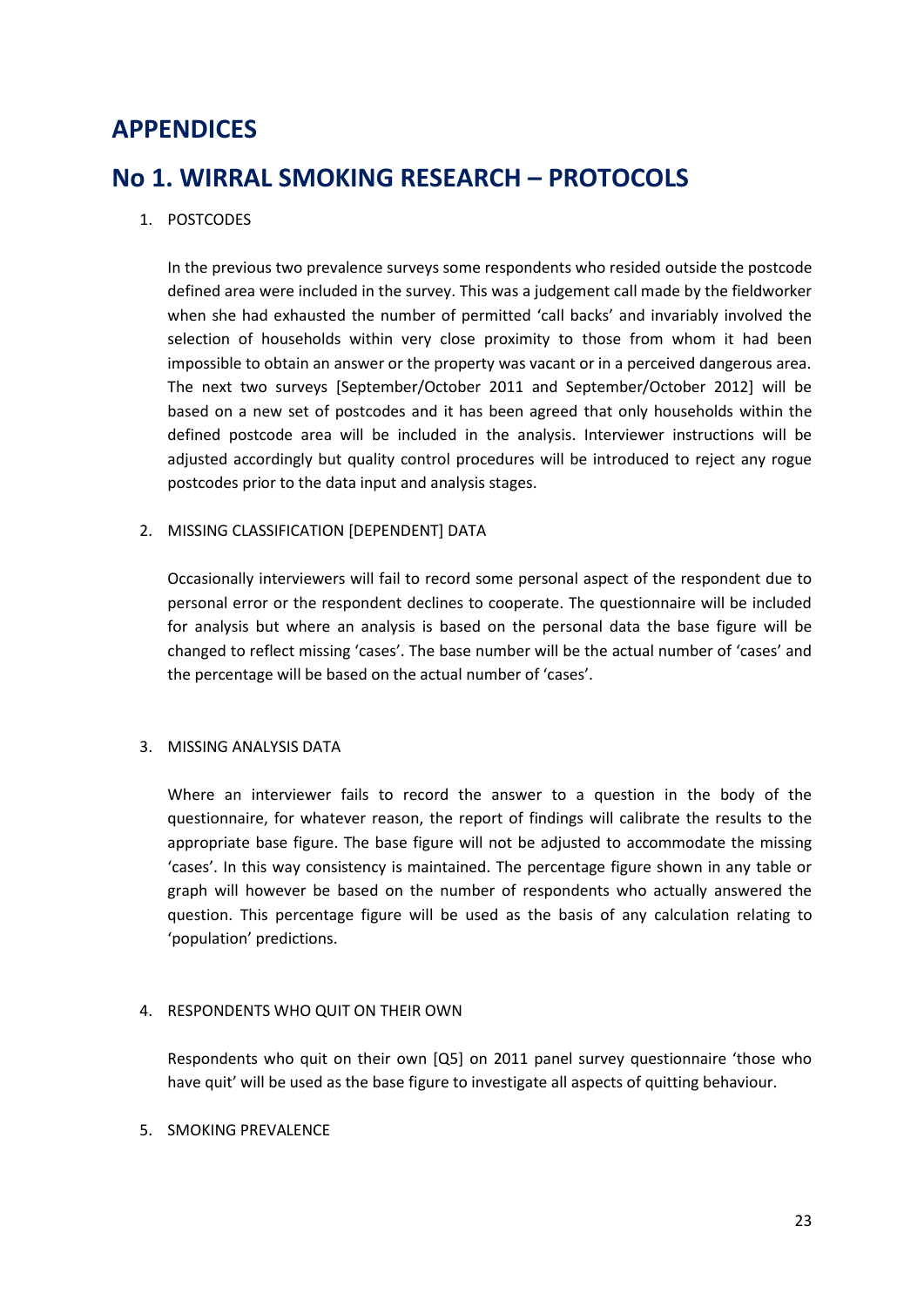# APPENDICES

# No 1. WIRRAL SMOKING RESEARCH – PROTOCOLS

1. POSTCODES

   In the previous two prevalence surveys some respondents who resided outside the postcode defined area were included in the survey. This was a judgement call made by the fieldworker when she had exhausted the number of permitted 'call backs' and invariably involved the selection of households within very close proximity to those from whom it had been impossible to obtain an answer or the property was vacant or in a perceived dangerous area. The next two surveys [September/October 2011 and September/October 2012] will be based on a new set of postcodes and it has been agreed that only households within the defined postcode area will be included in the analysis. Interviewer instructions will be adjusted accordingly but quality control procedures will be introduced to reject any rogue postcodes prior to the data input and analysis stages.

2. MISSING CLASSIFICATION [DEPENDENT] DATA

   Occasionally interviewers will fail to record some personal aspect of the respondent due to personal error or the respondent declines to cooperate. The questionnaire will be included for analysis but where an analysis is based on the personal data the base figure will be changed to reflect missing 'cases'. The base number will be the actual number of 'cases' and the percentage will be based on the actual number of 'cases'.

3. MISSING ANALYSIS DATA

   Where an interviewer fails to record the answer to a question in the body of the questionnaire, for whatever reason, the report of findings will calibrate the results to the appropriate base figure. The base figure will not be adjusted to accommodate the missing 'cases'. In this way consistency is maintained. The percentage figure shown in any table or graph will however be based on the number of respondents who actually answered the question. This percentage figure will be used as the basis of any calculation relating to 'population' predictions.

4. RESPONDENTS WHO QUIT ON THEIR OWN

   Respondents who quit on their own [Q5] on 2011 panel survey questionnaire 'those who have quit' will be used as the base figure to investigate all aspects of quitting behaviour.

5. SMOKING PREVALENCE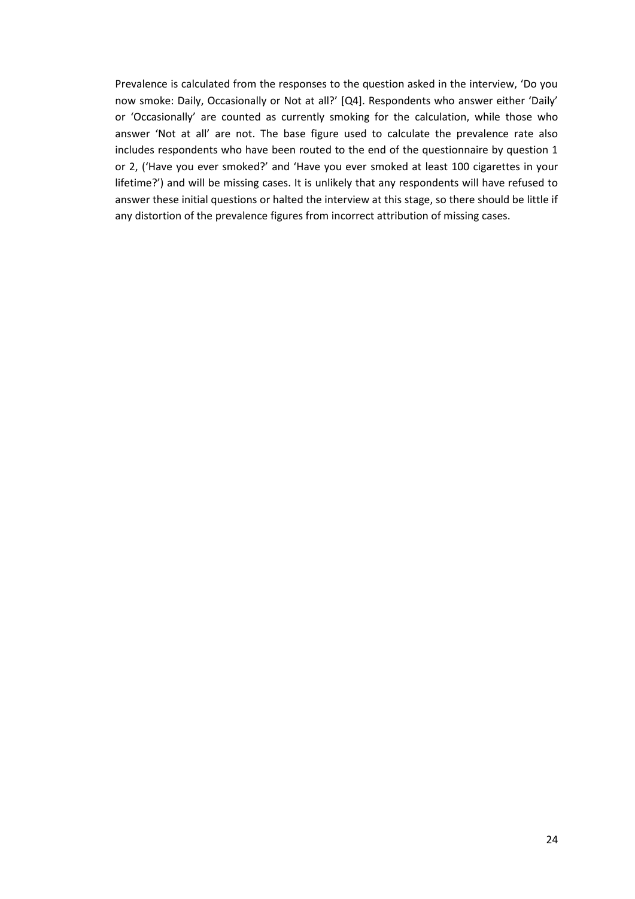Prevalence is calculated from the responses to the question asked in the interview, 'Do you now smoke: Daily, Occasionally or Not at all?' [Q4]. Respondents who answer either 'Daily' or 'Occasionally' are counted as currently smoking for the calculation, while those who answer 'Not at all' are not. The base figure used to calculate the prevalence rate also includes respondents who have been routed to the end of the questionnaire by question 1 or 2, ('Have you ever smoked?' and 'Have you ever smoked at least 100 cigarettes in your lifetime?') and will be missing cases. It is unlikely that any respondents will have refused to answer these initial questions or halted the interview at this stage, so there should be little if any distortion of the prevalence figures from incorrect attribution of missing cases.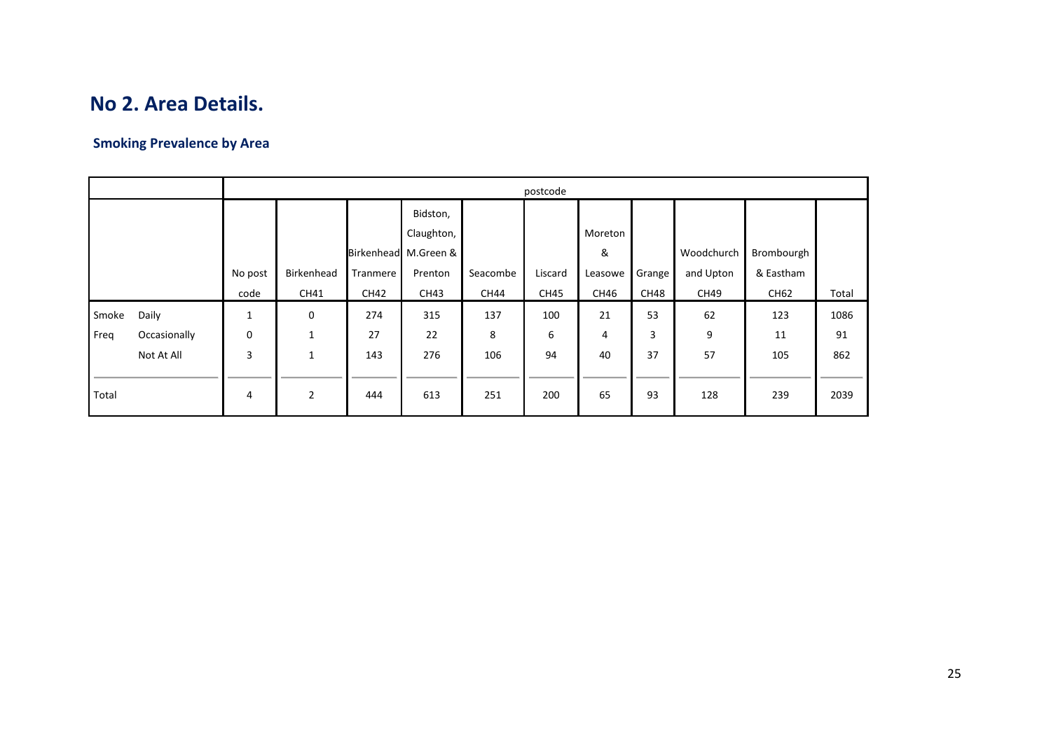## No 2. Area Details.

### Smoking Prevalence by Area

| | | postcode | | | | | | | | | | |
|---|---|---|---|---|---|---|---|---|---|---|---|---|
| | | No post code | Birkenhead CH41 | Birkenhead Tranmere CH42 | Bidston, Claughton, M.Green & Prenton CH43 | Seacombe CH44 | Liscard CH45 | Moreton & Leasowe CH46 | Grange CH48 | Woodchurch and Upton CH49 | Brombourgh & Eastham CH62 | Total |
| Smoke Freq | Daily | 1 | 0 | 274 | 315 | 137 | 100 | 21 | 53 | 62 | 123 | 1086 |
| | Occasionally | 0 | 1 | 27 | 22 | 8 | 6 | 4 | 3 | 9 | 11 | 91 |
| | Not At All | 3 | 1 | 143 | 276 | 106 | 94 | 40 | 37 | 57 | 105 | 862 |
| Total | | 4 | 2 | 444 | 613 | 251 | 200 | 65 | 93 | 128 | 239 | 2039 |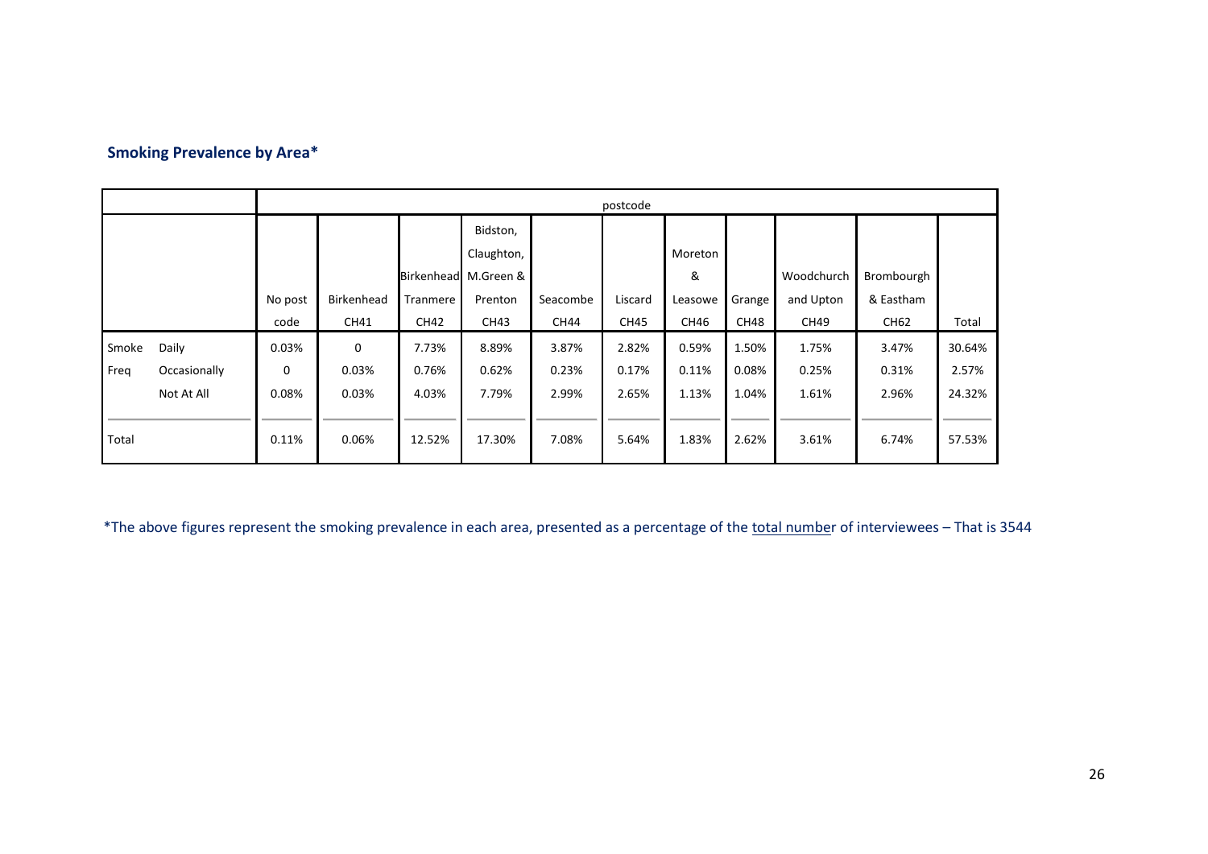**Smoking Prevalence by Area***

| | | postcode | | | | | | | | | | |
|---|---|---|---|---|---|---|---|---|---|---|---|---|
| | | No post code | Birkenhead CH41 | Birkenhead Tranmere CH42 | Bidston, Claughton, M.Green & Prenton CH43 | Seacombe CH44 | Liscard CH45 | Moreton & Leasowe CH46 | Grange CH48 | Woodchurch and Upton CH49 | Brombourgh & Eastham CH62 | Total |
| Smoke Freq | Daily | 0.03% | 0 | 7.73% | 8.89% | 3.87% | 2.82% | 0.59% | 1.50% | 1.75% | 3.47% | 30.64% |
| | Occasionally | 0 | 0.03% | 0.76% | 0.62% | 0.23% | 0.17% | 0.11% | 0.08% | 0.25% | 0.31% | 2.57% |
| | Not At All | 0.08% | 0.03% | 4.03% | 7.79% | 2.99% | 2.65% | 1.13% | 1.04% | 1.61% | 2.96% | 24.32% |
| Total | | 0.11% | 0.06% | 12.52% | 17.30% | 7.08% | 5.64% | 1.83% | 2.62% | 3.61% | 6.74% | 57.53% |

*The above figures represent the smoking prevalence in each area, presented as a percentage of the total number of interviewees – That is 3544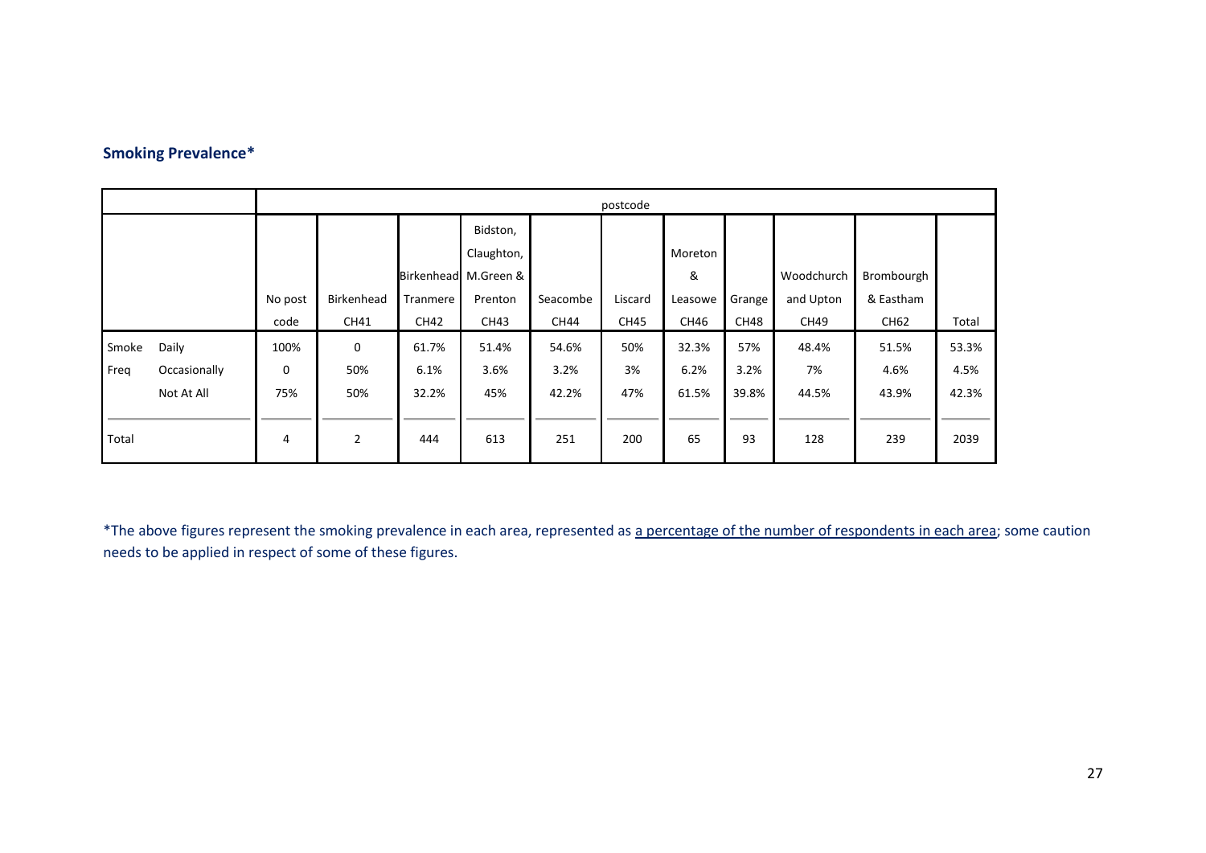**Smoking Prevalence***

| | | postcode | | | | | | | | | | |
|---|---|---|---|---|---|---|---|---|---|---|---|---|
| | | No post code | Birkenhead CH41 | Birkenhead Tranmere CH42 | Bidston, Claughton, M.Green & Prenton CH43 | Seacombe CH44 | Liscard CH45 | Moreton & Leasowe CH46 | Grange CH48 | Woodchurch and Upton CH49 | Brombourgh & Eastham CH62 | Total |
| Smoke Freq | Daily | 100% | 0 | 61.7% | 51.4% | 54.6% | 50% | 32.3% | 57% | 48.4% | 51.5% | 53.3% |
| | Occasionally | 0 | 50% | 6.1% | 3.6% | 3.2% | 3% | 6.2% | 3.2% | 7% | 4.6% | 4.5% |
| | Not At All | 75% | 50% | 32.2% | 45% | 42.2% | 47% | 61.5% | 39.8% | 44.5% | 43.9% | 42.3% |
| Total | | 4 | 2 | 444 | 613 | 251 | 200 | 65 | 93 | 128 | 239 | 2039 |

*The above figures represent the smoking prevalence in each area, represented as a percentage of the number of respondents in each area; some caution needs to be applied in respect of some of these figures.